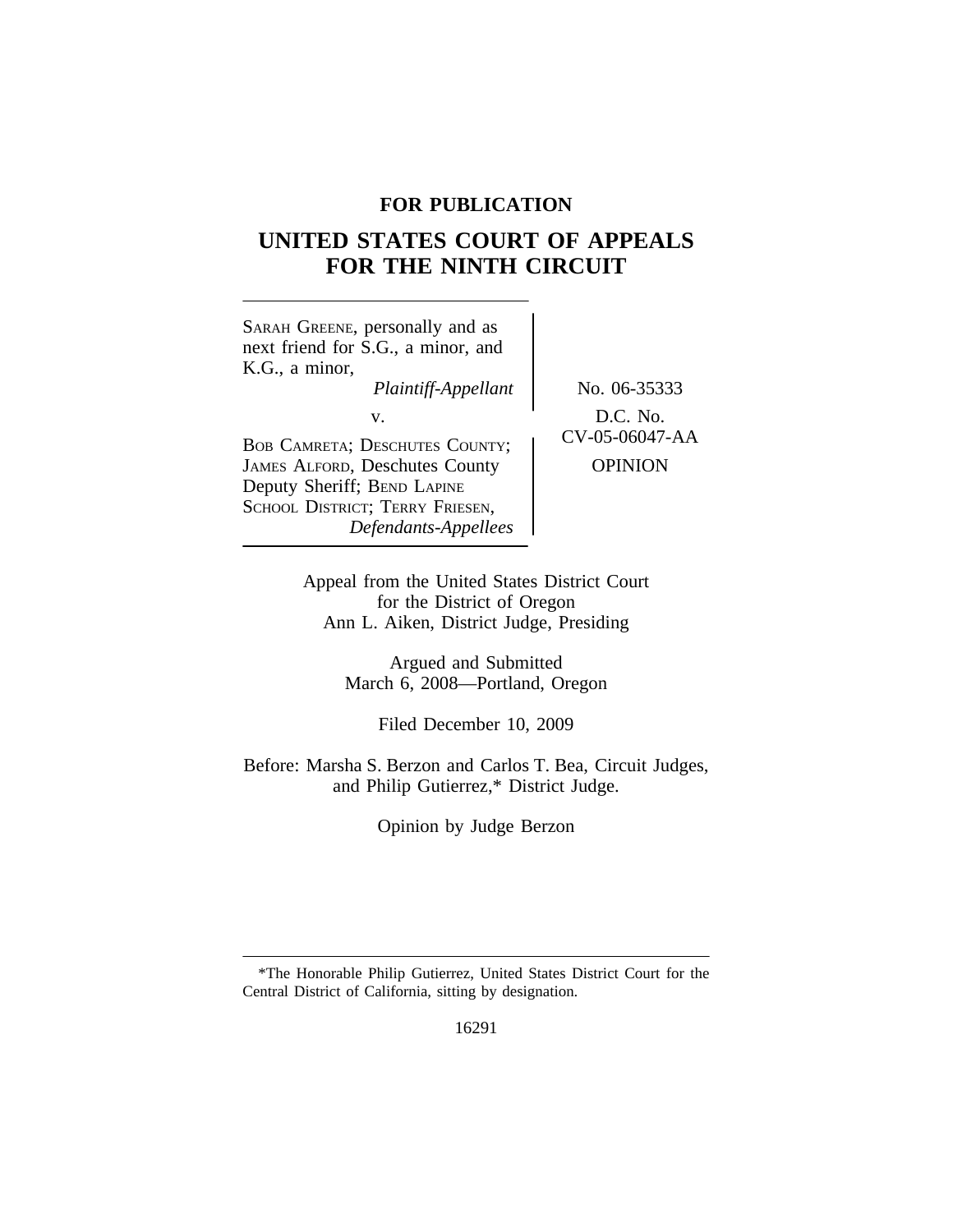**FOR PUBLICATION**

# UNITED STATES COURT OF APPEALS FOR THE NINTH CIRCUIT

SARAH GREENE, personally and as next friend for S.G., a minor, and K.G., a minor,
*Plaintiff-Appellant*

v.

BOB CAMRETA; DESCHUTES COUNTY; JAMES ALFORD, Deschutes County Deputy Sheriff; BEND LAPINE SCHOOL DISTRICT; TERRY FRIESEN,
*Defendants-Appellees*

No. 06-35333

D.C. No. CV-05-06047-AA

OPINION

Appeal from the United States District Court for the District of Oregon
Ann L. Aiken, District Judge, Presiding

Argued and Submitted
March 6, 2008—Portland, Oregon

Filed December 10, 2009

Before: Marsha S. Berzon and Carlos T. Bea, Circuit Judges, and Philip Gutierrez,* District Judge.

Opinion by Judge Berzon

*The Honorable Philip Gutierrez, United States District Court for the Central District of California, sitting by designation.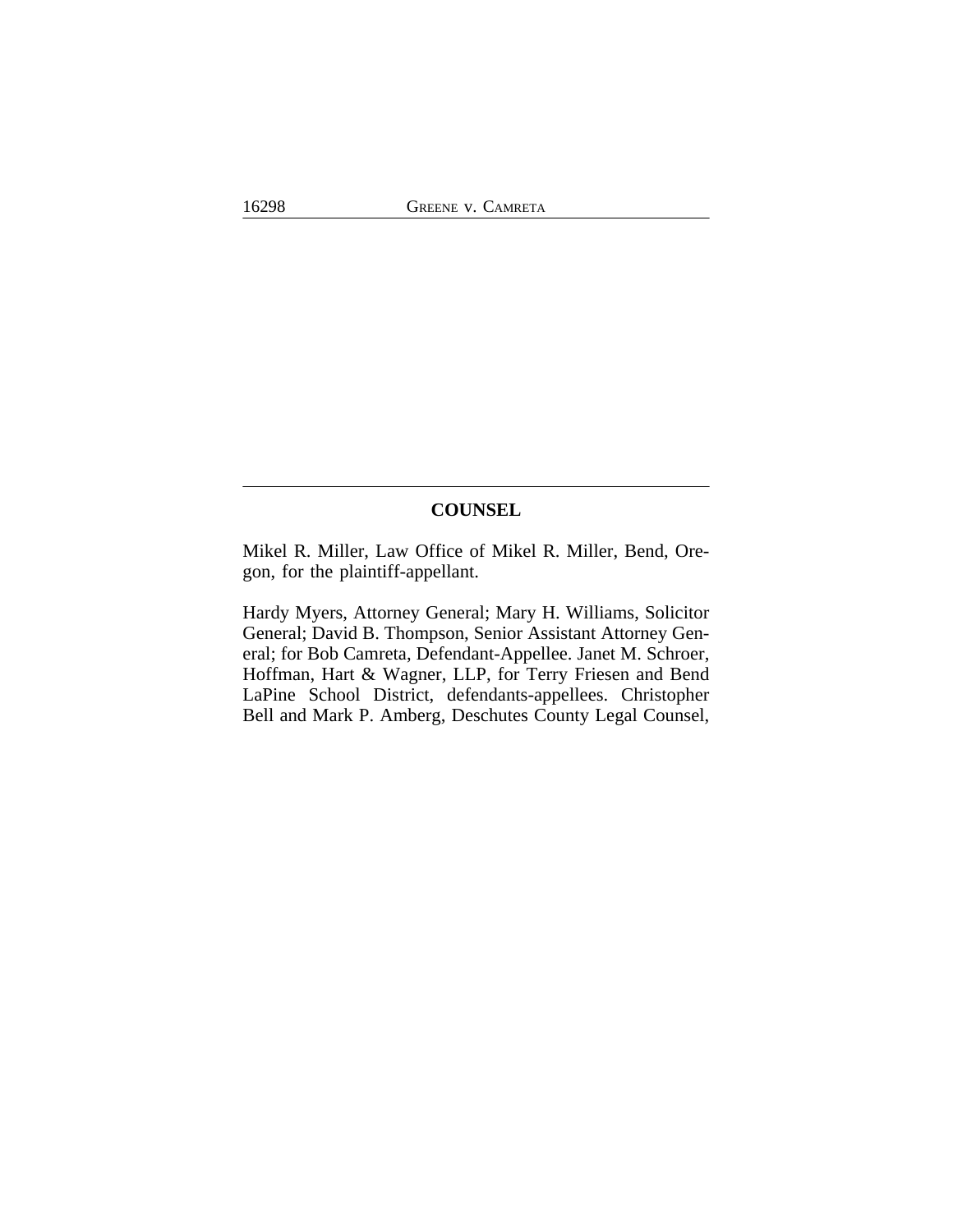## COUNSEL

Mikel R. Miller, Law Office of Mikel R. Miller, Bend, Oregon, for the plaintiff-appellant.

Hardy Myers, Attorney General; Mary H. Williams, Solicitor General; David B. Thompson, Senior Assistant Attorney General; for Bob Camreta, Defendant-Appellee. Janet M. Schroer, Hoffman, Hart & Wagner, LLP, for Terry Friesen and Bend LaPine School District, defendants-appellees. Christopher Bell and Mark P. Amberg, Deschutes County Legal Counsel,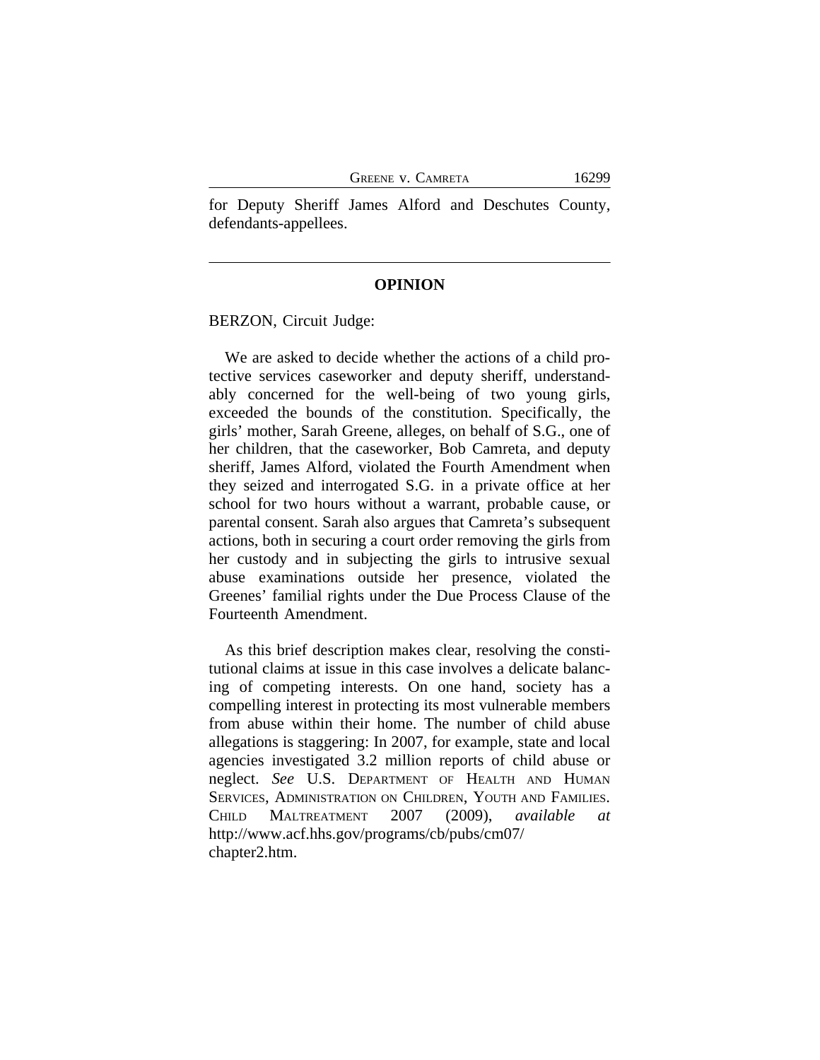for Deputy Sheriff James Alford and Deschutes County, defendants-appellees.

---

## OPINION

BERZON, Circuit Judge:

We are asked to decide whether the actions of a child protective services caseworker and deputy sheriff, understandably concerned for the well-being of two young girls, exceeded the bounds of the constitution. Specifically, the girls' mother, Sarah Greene, alleges, on behalf of S.G., one of her children, that the caseworker, Bob Camreta, and deputy sheriff, James Alford, violated the Fourth Amendment when they seized and interrogated S.G. in a private office at her school for two hours without a warrant, probable cause, or parental consent. Sarah also argues that Camreta's subsequent actions, both in securing a court order removing the girls from her custody and in subjecting the girls to intrusive sexual abuse examinations outside her presence, violated the Greenes' familial rights under the Due Process Clause of the Fourteenth Amendment.

As this brief description makes clear, resolving the constitutional claims at issue in this case involves a delicate balancing of competing interests. On one hand, society has a compelling interest in protecting its most vulnerable members from abuse within their home. The number of child abuse allegations is staggering: In 2007, for example, state and local agencies investigated 3.2 million reports of child abuse or neglect. *See* U.S. DEPARTMENT OF HEALTH AND HUMAN SERVICES, ADMINISTRATION ON CHILDREN, YOUTH AND FAMILIES. CHILD MALTREATMENT 2007 (2009), *available at* http://www.acf.hhs.gov/programs/cb/pubs/cm07/chapter2.htm.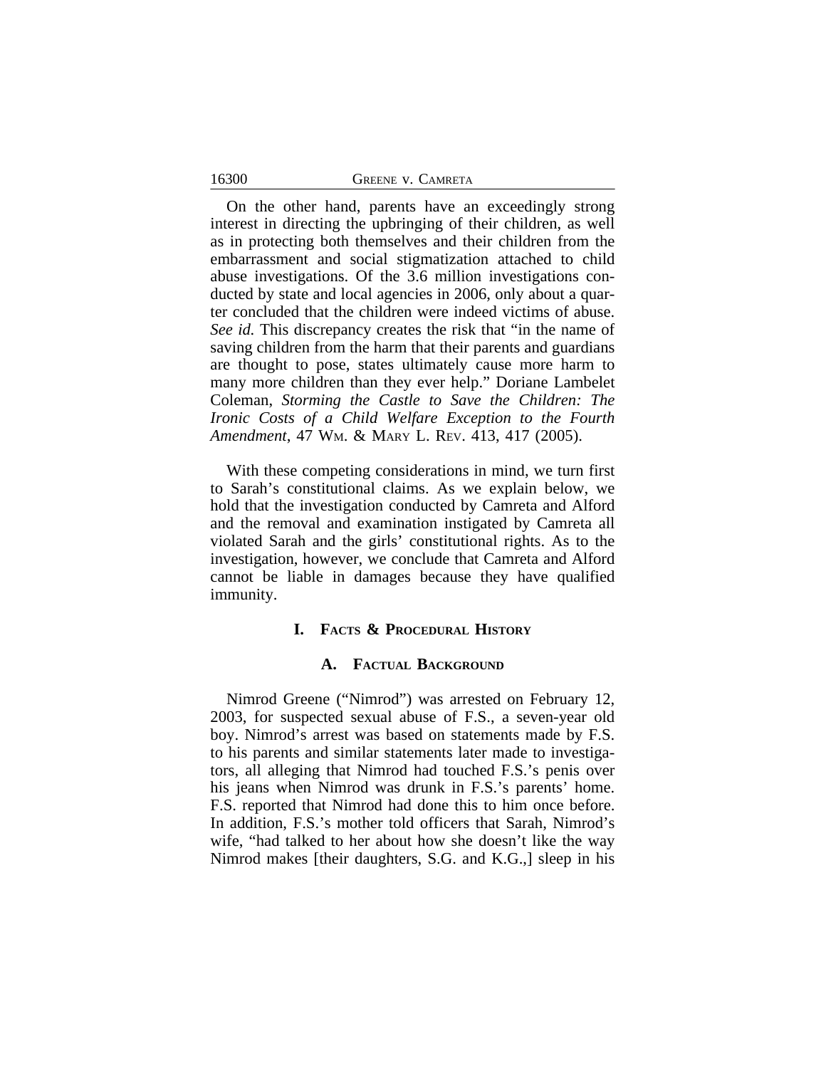On the other hand, parents have an exceedingly strong interest in directing the upbringing of their children, as well as in protecting both themselves and their children from the embarrassment and social stigmatization attached to child abuse investigations. Of the 3.6 million investigations conducted by state and local agencies in 2006, only about a quarter concluded that the children were indeed victims of abuse. *See id.* This discrepancy creates the risk that "in the name of saving children from the harm that their parents and guardians are thought to pose, states ultimately cause more harm to many more children than they ever help." Doriane Lambelet Coleman, *Storming the Castle to Save the Children: The Ironic Costs of a Child Welfare Exception to the Fourth Amendment*, 47 WM. & MARY L. REV. 413, 417 (2005).

With these competing considerations in mind, we turn first to Sarah's constitutional claims. As we explain below, we hold that the investigation conducted by Camreta and Alford and the removal and examination instigated by Camreta all violated Sarah and the girls' constitutional rights. As to the investigation, however, we conclude that Camreta and Alford cannot be liable in damages because they have qualified immunity.

## I. FACTS & PROCEDURAL HISTORY

### A. FACTUAL BACKGROUND

Nimrod Greene ("Nimrod") was arrested on February 12, 2003, for suspected sexual abuse of F.S., a seven-year old boy. Nimrod's arrest was based on statements made by F.S. to his parents and similar statements later made to investigators, all alleging that Nimrod had touched F.S.'s penis over his jeans when Nimrod was drunk in F.S.'s parents' home. F.S. reported that Nimrod had done this to him once before. In addition, F.S.'s mother told officers that Sarah, Nimrod's wife, "had talked to her about how she doesn't like the way Nimrod makes [their daughters, S.G. and K.G.,] sleep in his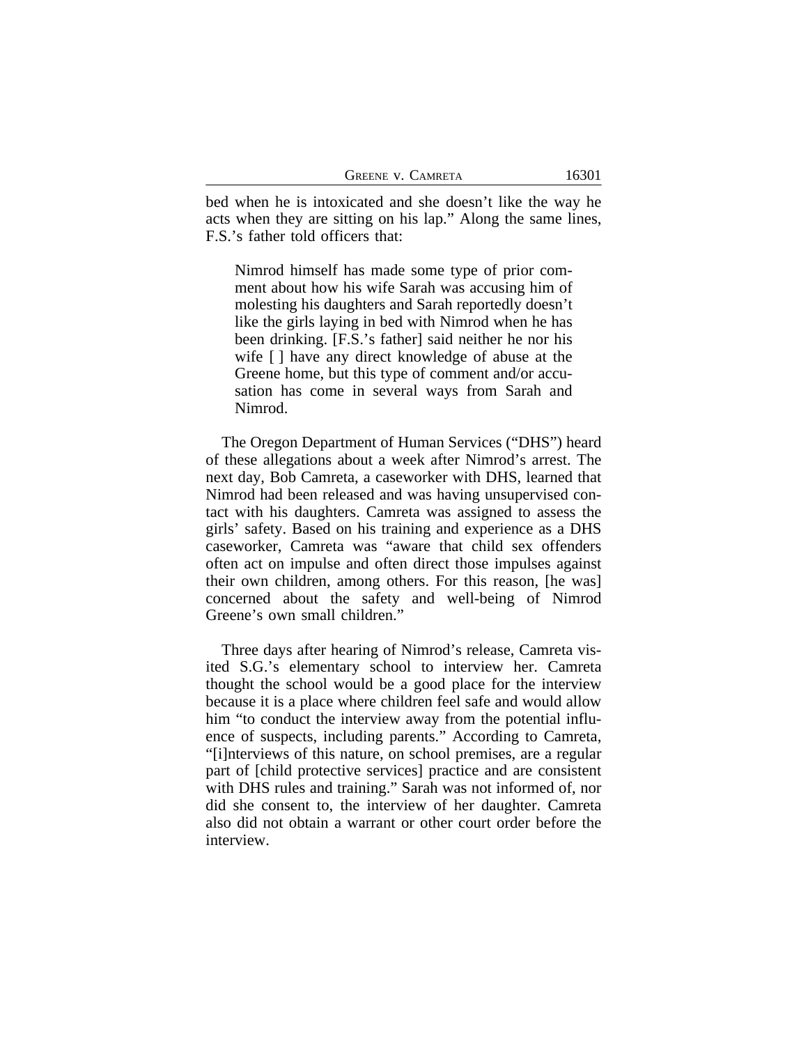bed when he is intoxicated and she doesn't like the way he acts when they are sitting on his lap." Along the same lines, F.S.'s father told officers that:

> Nimrod himself has made some type of prior comment about how his wife Sarah was accusing him of molesting his daughters and Sarah reportedly doesn't like the girls laying in bed with Nimrod when he has been drinking. [F.S.'s father] said neither he nor his wife [ ] have any direct knowledge of abuse at the Greene home, but this type of comment and/or accusation has come in several ways from Sarah and Nimrod.

The Oregon Department of Human Services ("DHS") heard of these allegations about a week after Nimrod's arrest. The next day, Bob Camreta, a caseworker with DHS, learned that Nimrod had been released and was having unsupervised contact with his daughters. Camreta was assigned to assess the girls' safety. Based on his training and experience as a DHS caseworker, Camreta was "aware that child sex offenders often act on impulse and often direct those impulses against their own children, among others. For this reason, [he was] concerned about the safety and well-being of Nimrod Greene's own small children."

Three days after hearing of Nimrod's release, Camreta visited S.G.'s elementary school to interview her. Camreta thought the school would be a good place for the interview because it is a place where children feel safe and would allow him "to conduct the interview away from the potential influence of suspects, including parents." According to Camreta, "[i]nterviews of this nature, on school premises, are a regular part of [child protective services] practice and are consistent with DHS rules and training." Sarah was not informed of, nor did she consent to, the interview of her daughter. Camreta also did not obtain a warrant or other court order before the interview.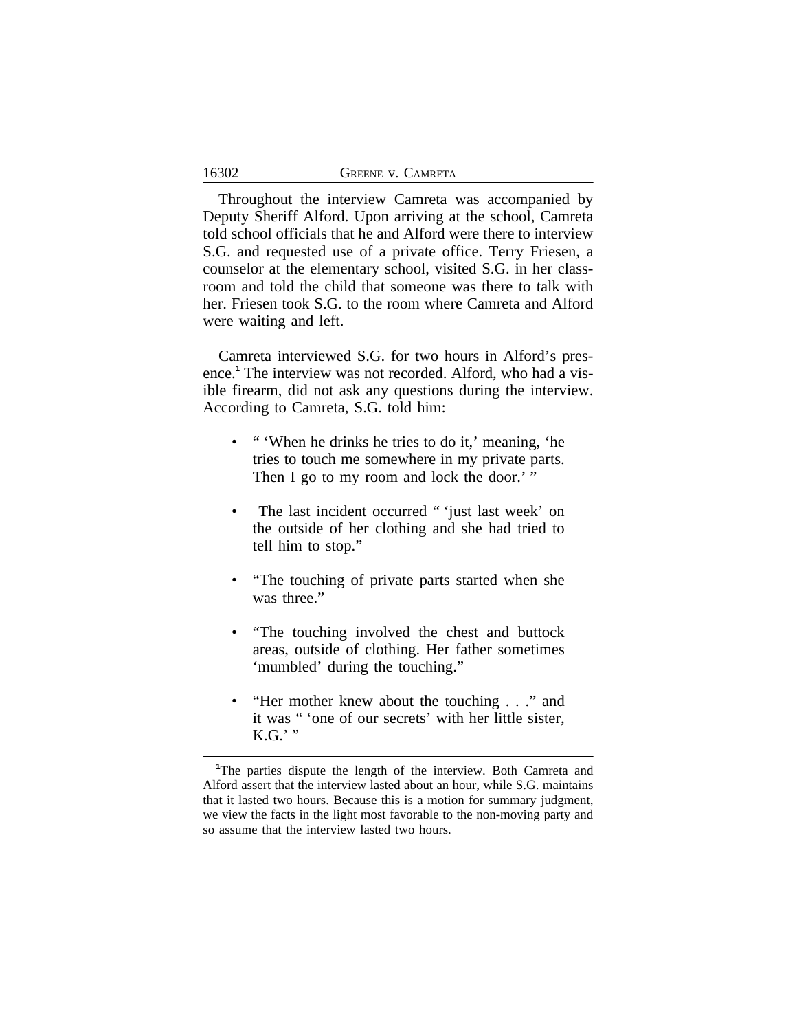Throughout the interview Camreta was accompanied by Deputy Sheriff Alford. Upon arriving at the school, Camreta told school officials that he and Alford were there to interview S.G. and requested use of a private office. Terry Friesen, a counselor at the elementary school, visited S.G. in her classroom and told the child that someone was there to talk with her. Friesen took S.G. to the room where Camreta and Alford were waiting and left.

Camreta interviewed S.G. for two hours in Alford's presence.[1] The interview was not recorded. Alford, who had a visible firearm, did not ask any questions during the interview. According to Camreta, S.G. told him:

- " 'When he drinks he tries to do it,' meaning, 'he tries to touch me somewhere in my private parts. Then I go to my room and lock the door.' "
- The last incident occurred " 'just last week' on the outside of her clothing and she had tried to tell him to stop."
- "The touching of private parts started when she was three."
- "The touching involved the chest and buttock areas, outside of clothing. Her father sometimes 'mumbled' during the touching."
- "Her mother knew about the touching . . ." and it was " 'one of our secrets' with her little sister, K.G.' "

[1]The parties dispute the length of the interview. Both Camreta and Alford assert that the interview lasted about an hour, while S.G. maintains that it lasted two hours. Because this is a motion for summary judgment, we view the facts in the light most favorable to the non-moving party and so assume that the interview lasted two hours.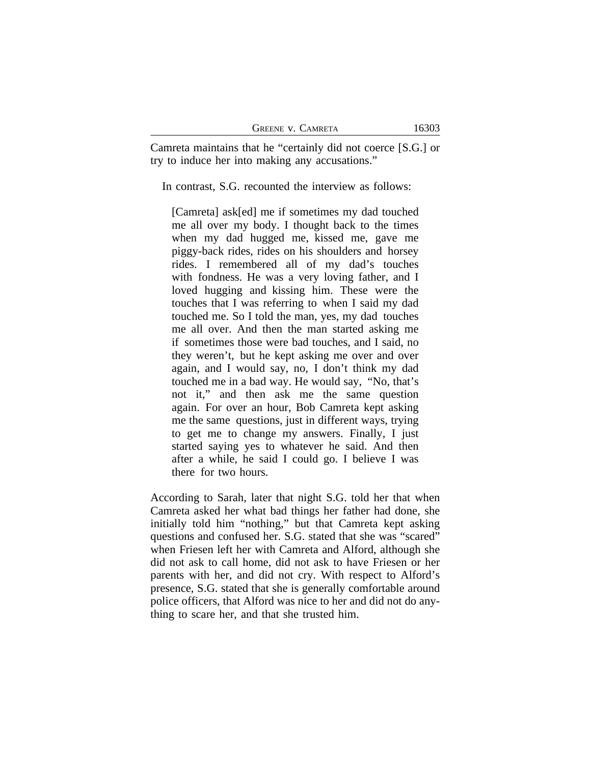Camreta maintains that he "certainly did not coerce [S.G.] or try to induce her into making any accusations."

In contrast, S.G. recounted the interview as follows:

> [Camreta] ask[ed] me if sometimes my dad touched me all over my body. I thought back to the times when my dad hugged me, kissed me, gave me piggy-back rides, rides on his shoulders and horsey rides. I remembered all of my dad's touches with fondness. He was a very loving father, and I loved hugging and kissing him. These were the touches that I was referring to when I said my dad touched me. So I told the man, yes, my dad touches me all over. And then the man started asking me if sometimes those were bad touches, and I said, no they weren't, but he kept asking me over and over again, and I would say, no, I don't think my dad touched me in a bad way. He would say, "No, that's not it," and then ask me the same question again. For over an hour, Bob Camreta kept asking me the same questions, just in different ways, trying to get me to change my answers. Finally, I just started saying yes to whatever he said. And then after a while, he said I could go. I believe I was there for two hours.

According to Sarah, later that night S.G. told her that when Camreta asked her what bad things her father had done, she initially told him "nothing," but that Camreta kept asking questions and confused her. S.G. stated that she was "scared" when Friesen left her with Camreta and Alford, although she did not ask to call home, did not ask to have Friesen or her parents with her, and did not cry. With respect to Alford's presence, S.G. stated that she is generally comfortable around police officers, that Alford was nice to her and did not do anything to scare her, and that she trusted him.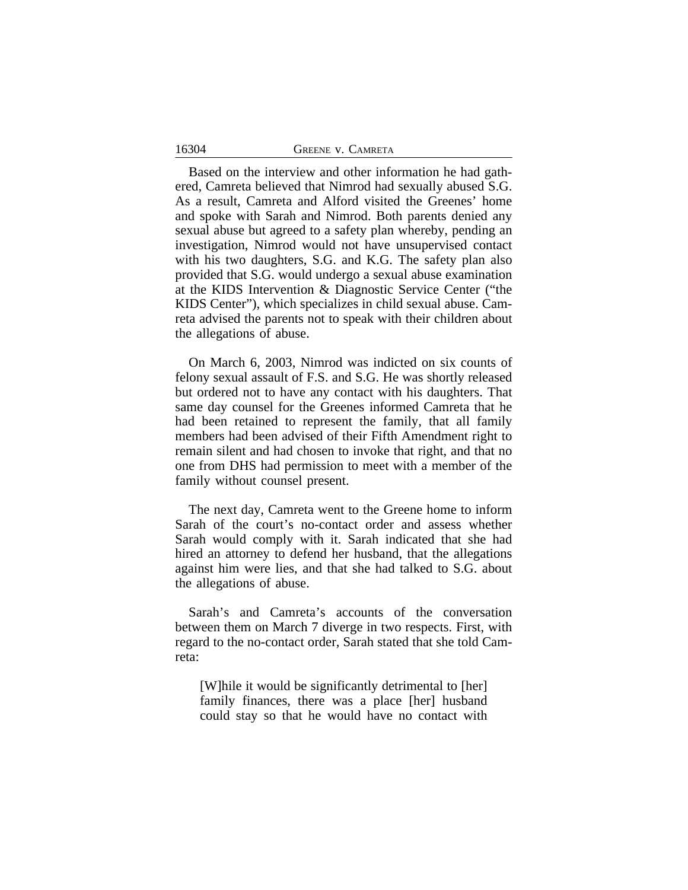Based on the interview and other information he had gathered, Camreta believed that Nimrod had sexually abused S.G. As a result, Camreta and Alford visited the Greenes' home and spoke with Sarah and Nimrod. Both parents denied any sexual abuse but agreed to a safety plan whereby, pending an investigation, Nimrod would not have unsupervised contact with his two daughters, S.G. and K.G. The safety plan also provided that S.G. would undergo a sexual abuse examination at the KIDS Intervention & Diagnostic Service Center ("the KIDS Center"), which specializes in child sexual abuse. Camreta advised the parents not to speak with their children about the allegations of abuse.

On March 6, 2003, Nimrod was indicted on six counts of felony sexual assault of F.S. and S.G. He was shortly released but ordered not to have any contact with his daughters. That same day counsel for the Greenes informed Camreta that he had been retained to represent the family, that all family members had been advised of their Fifth Amendment right to remain silent and had chosen to invoke that right, and that no one from DHS had permission to meet with a member of the family without counsel present.

The next day, Camreta went to the Greene home to inform Sarah of the court's no-contact order and assess whether Sarah would comply with it. Sarah indicated that she had hired an attorney to defend her husband, that the allegations against him were lies, and that she had talked to S.G. about the allegations of abuse.

Sarah's and Camreta's accounts of the conversation between them on March 7 diverge in two respects. First, with regard to the no-contact order, Sarah stated that she told Camreta:

> [W]hile it would be significantly detrimental to [her] family finances, there was a place [her] husband could stay so that he would have no contact with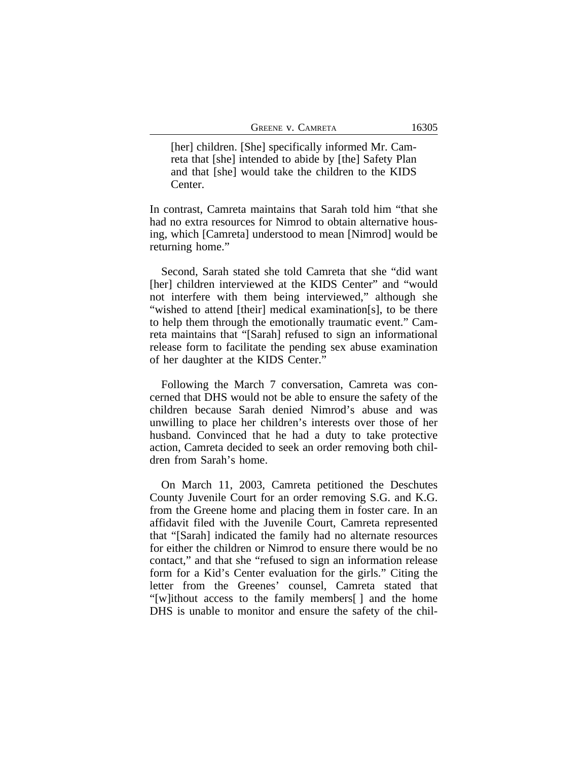> [her] children. [She] specifically informed Mr. Camreta that [she] intended to abide by [the] Safety Plan and that [she] would take the children to the KIDS Center.

In contrast, Camreta maintains that Sarah told him "that she had no extra resources for Nimrod to obtain alternative housing, which [Camreta] understood to mean [Nimrod] would be returning home."

Second, Sarah stated she told Camreta that she "did want [her] children interviewed at the KIDS Center" and "would not interfere with them being interviewed," although she "wished to attend [their] medical examination[s], to be there to help them through the emotionally traumatic event." Camreta maintains that "[Sarah] refused to sign an informational release form to facilitate the pending sex abuse examination of her daughter at the KIDS Center."

Following the March 7 conversation, Camreta was concerned that DHS would not be able to ensure the safety of the children because Sarah denied Nimrod's abuse and was unwilling to place her children's interests over those of her husband. Convinced that he had a duty to take protective action, Camreta decided to seek an order removing both children from Sarah's home.

On March 11, 2003, Camreta petitioned the Deschutes County Juvenile Court for an order removing S.G. and K.G. from the Greene home and placing them in foster care. In an affidavit filed with the Juvenile Court, Camreta represented that "[Sarah] indicated the family had no alternate resources for either the children or Nimrod to ensure there would be no contact," and that she "refused to sign an information release form for a Kid's Center evaluation for the girls." Citing the letter from the Greenes' counsel, Camreta stated that "[w]ithout access to the family members[ ] and the home DHS is unable to monitor and ensure the safety of the chil-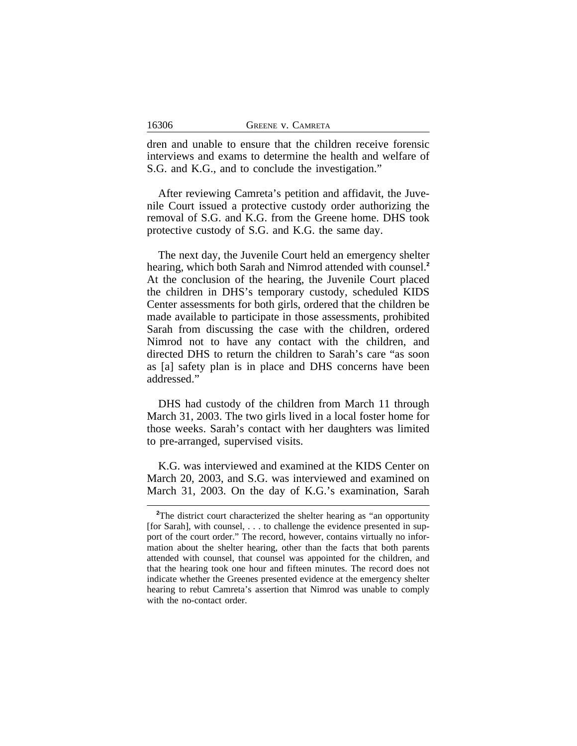dren and unable to ensure that the children receive forensic interviews and exams to determine the health and welfare of S.G. and K.G., and to conclude the investigation."

After reviewing Camreta's petition and affidavit, the Juvenile Court issued a protective custody order authorizing the removal of S.G. and K.G. from the Greene home. DHS took protective custody of S.G. and K.G. the same day.

The next day, the Juvenile Court held an emergency shelter hearing, which both Sarah and Nimrod attended with counsel.[2] At the conclusion of the hearing, the Juvenile Court placed the children in DHS's temporary custody, scheduled KIDS Center assessments for both girls, ordered that the children be made available to participate in those assessments, prohibited Sarah from discussing the case with the children, ordered Nimrod not to have any contact with the children, and directed DHS to return the children to Sarah's care "as soon as [a] safety plan is in place and DHS concerns have been addressed."

DHS had custody of the children from March 11 through March 31, 2003. The two girls lived in a local foster home for those weeks. Sarah's contact with her daughters was limited to pre-arranged, supervised visits.

K.G. was interviewed and examined at the KIDS Center on March 20, 2003, and S.G. was interviewed and examined on March 31, 2003. On the day of K.G.'s examination, Sarah

[2] The district court characterized the shelter hearing as "an opportunity [for Sarah], with counsel, . . . to challenge the evidence presented in support of the court order." The record, however, contains virtually no information about the shelter hearing, other than the facts that both parents attended with counsel, that counsel was appointed for the children, and that the hearing took one hour and fifteen minutes. The record does not indicate whether the Greenes presented evidence at the emergency shelter hearing to rebut Camreta's assertion that Nimrod was unable to comply with the no-contact order.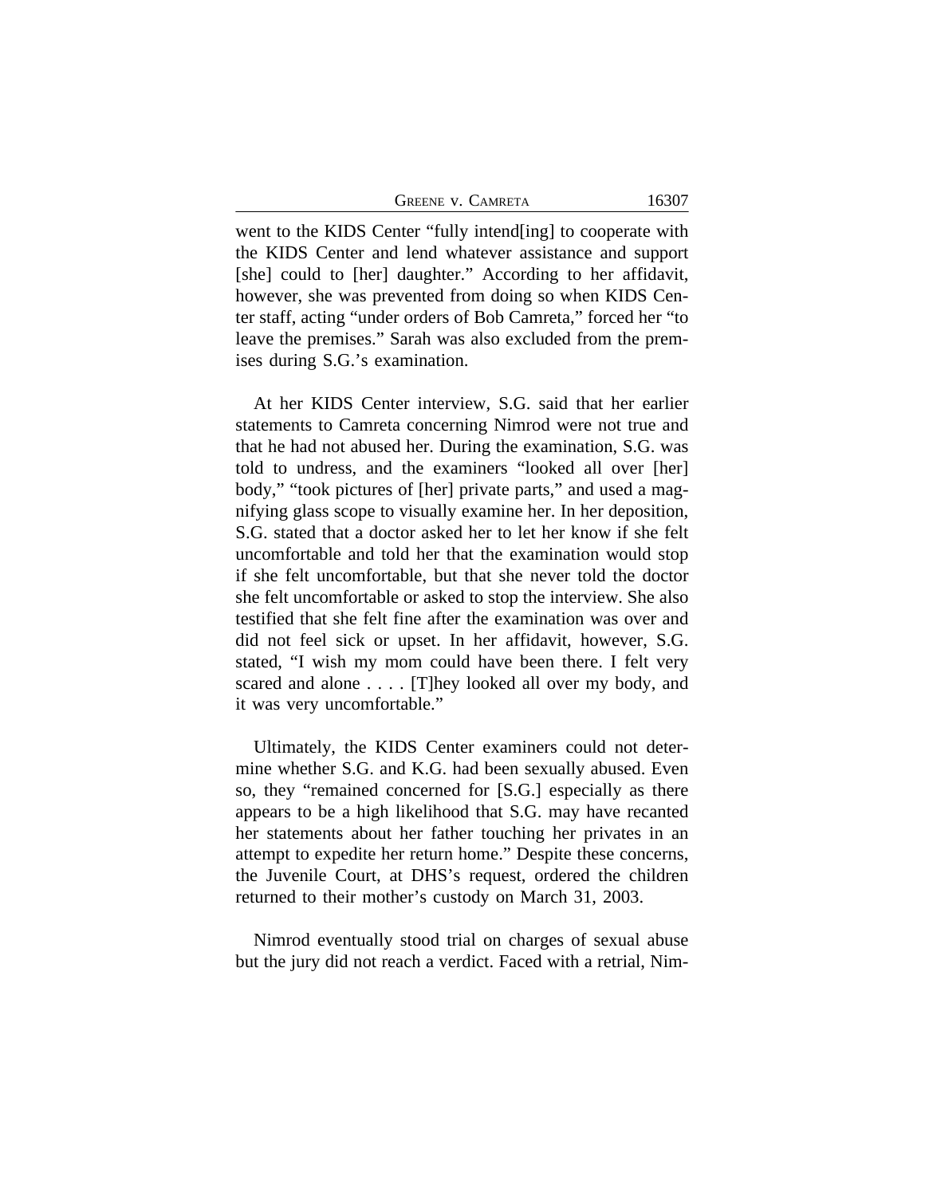went to the KIDS Center "fully intend[ing] to cooperate with the KIDS Center and lend whatever assistance and support [she] could to [her] daughter." According to her affidavit, however, she was prevented from doing so when KIDS Center staff, acting "under orders of Bob Camreta," forced her "to leave the premises." Sarah was also excluded from the premises during S.G.'s examination.

At her KIDS Center interview, S.G. said that her earlier statements to Camreta concerning Nimrod were not true and that he had not abused her. During the examination, S.G. was told to undress, and the examiners "looked all over [her] body," "took pictures of [her] private parts," and used a magnifying glass scope to visually examine her. In her deposition, S.G. stated that a doctor asked her to let her know if she felt uncomfortable and told her that the examination would stop if she felt uncomfortable, but that she never told the doctor she felt uncomfortable or asked to stop the interview. She also testified that she felt fine after the examination was over and did not feel sick or upset. In her affidavit, however, S.G. stated, "I wish my mom could have been there. I felt very scared and alone . . . . [T]hey looked all over my body, and it was very uncomfortable."

Ultimately, the KIDS Center examiners could not determine whether S.G. and K.G. had been sexually abused. Even so, they "remained concerned for [S.G.] especially as there appears to be a high likelihood that S.G. may have recanted her statements about her father touching her privates in an attempt to expedite her return home." Despite these concerns, the Juvenile Court, at DHS's request, ordered the children returned to their mother's custody on March 31, 2003.

Nimrod eventually stood trial on charges of sexual abuse but the jury did not reach a verdict. Faced with a retrial, Nim-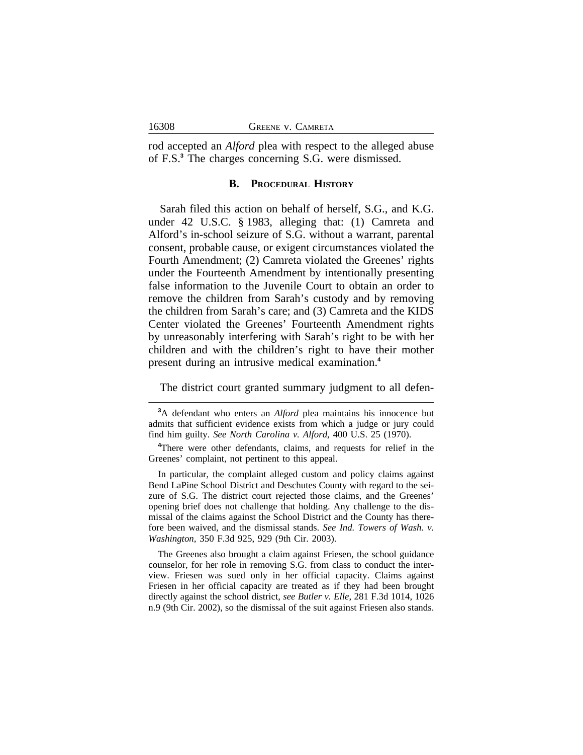rod accepted an *Alford* plea with respect to the alleged abuse of F.S.[3] The charges concerning S.G. were dismissed.

### B. Procedural History

Sarah filed this action on behalf of herself, S.G., and K.G. under 42 U.S.C. § 1983, alleging that: (1) Camreta and Alford's in-school seizure of S.G. without a warrant, parental consent, probable cause, or exigent circumstances violated the Fourth Amendment; (2) Camreta violated the Greenes' rights under the Fourteenth Amendment by intentionally presenting false information to the Juvenile Court to obtain an order to remove the children from Sarah's custody and by removing the children from Sarah's care; and (3) Camreta and the KIDS Center violated the Greenes' Fourteenth Amendment rights by unreasonably interfering with Sarah's right to be with her children and with the children's right to have their mother present during an intrusive medical examination.[4]

The district court granted summary judgment to all defen-

---

[3]A defendant who enters an *Alford* plea maintains his innocence but admits that sufficient evidence exists from which a judge or jury could find him guilty. *See North Carolina v. Alford*, 400 U.S. 25 (1970).

[4]There were other defendants, claims, and requests for relief in the Greenes' complaint, not pertinent to this appeal.

In particular, the complaint alleged custom and policy claims against Bend LaPine School District and Deschutes County with regard to the seizure of S.G. The district court rejected those claims, and the Greenes' opening brief does not challenge that holding. Any challenge to the dismissal of the claims against the School District and the County has therefore been waived, and the dismissal stands. *See Ind. Towers of Wash. v. Washington*, 350 F.3d 925, 929 (9th Cir. 2003).

The Greenes also brought a claim against Friesen, the school guidance counselor, for her role in removing S.G. from class to conduct the interview. Friesen was sued only in her official capacity. Claims against Friesen in her official capacity are treated as if they had been brought directly against the school district, *see Butler v. Elle*, 281 F.3d 1014, 1026 n.9 (9th Cir. 2002), so the dismissal of the suit against Friesen also stands.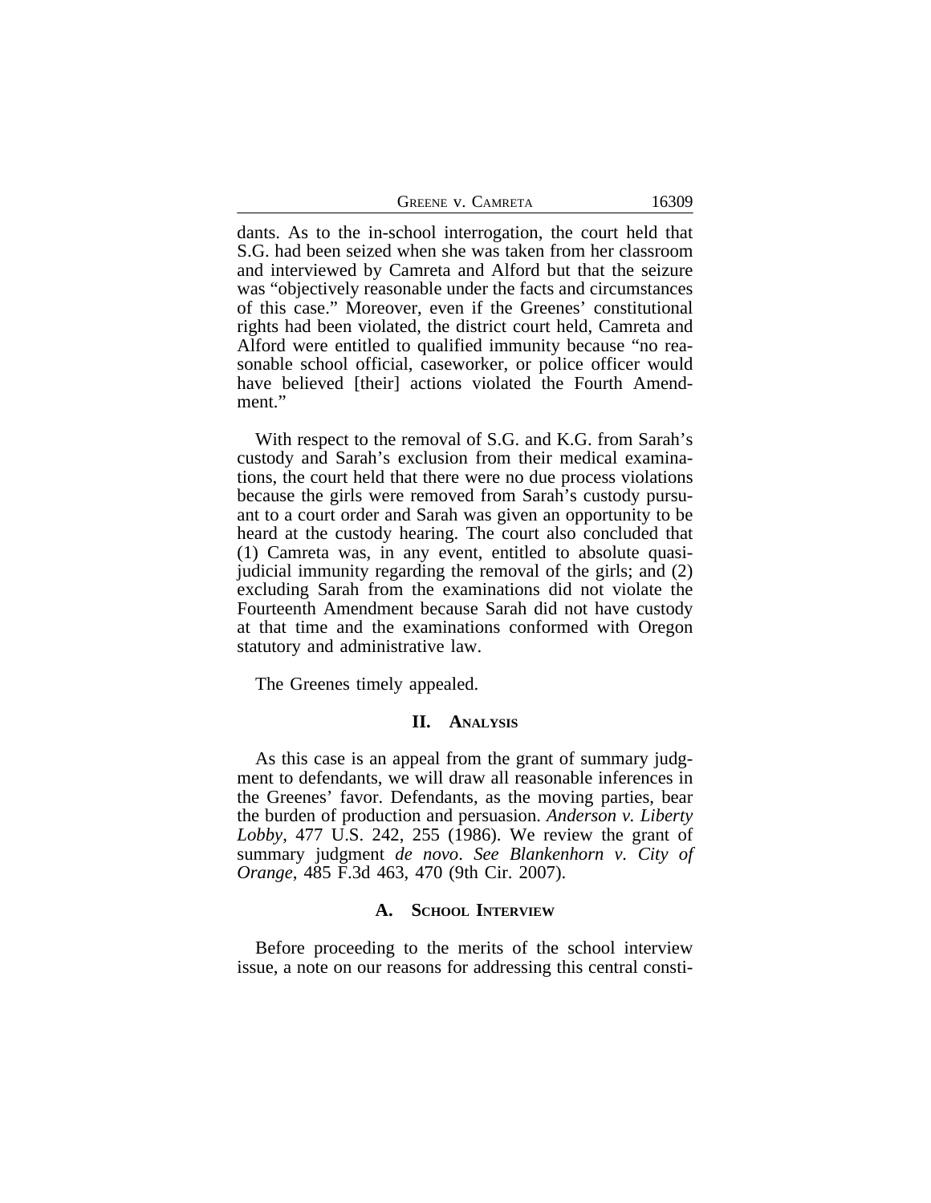dants. As to the in-school interrogation, the court held that S.G. had been seized when she was taken from her classroom and interviewed by Camreta and Alford but that the seizure was "objectively reasonable under the facts and circumstances of this case." Moreover, even if the Greenes' constitutional rights had been violated, the district court held, Camreta and Alford were entitled to qualified immunity because "no reasonable school official, caseworker, or police officer would have believed [their] actions violated the Fourth Amendment."

With respect to the removal of S.G. and K.G. from Sarah's custody and Sarah's exclusion from their medical examinations, the court held that there were no due process violations because the girls were removed from Sarah's custody pursuant to a court order and Sarah was given an opportunity to be heard at the custody hearing. The court also concluded that (1) Camreta was, in any event, entitled to absolute quasi-judicial immunity regarding the removal of the girls; and (2) excluding Sarah from the examinations did not violate the Fourteenth Amendment because Sarah did not have custody at that time and the examinations conformed with Oregon statutory and administrative law.

The Greenes timely appealed.

## II. Analysis

As this case is an appeal from the grant of summary judgment to defendants, we will draw all reasonable inferences in the Greenes' favor. Defendants, as the moving parties, bear the burden of production and persuasion. *Anderson v. Liberty Lobby*, 477 U.S. 242, 255 (1986). We review the grant of summary judgment *de novo*. *See Blankenhorn v. City of Orange*, 485 F.3d 463, 470 (9th Cir. 2007).

### A. School Interview

Before proceeding to the merits of the school interview issue, a note on our reasons for addressing this central consti-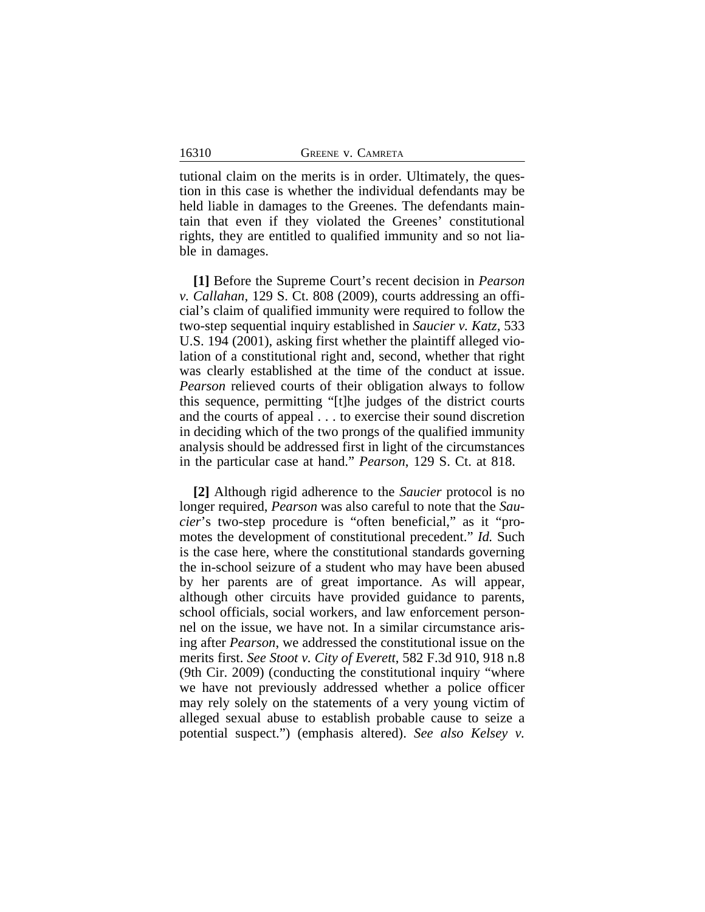tutional claim on the merits is in order. Ultimately, the question in this case is whether the individual defendants may be held liable in damages to the Greenes. The defendants maintain that even if they violated the Greenes' constitutional rights, they are entitled to qualified immunity and so not liable in damages.

**[1]** Before the Supreme Court's recent decision in *Pearson v. Callahan*, 129 S. Ct. 808 (2009), courts addressing an official's claim of qualified immunity were required to follow the two-step sequential inquiry established in *Saucier v. Katz,* 533 U.S. 194 (2001), asking first whether the plaintiff alleged violation of a constitutional right and, second, whether that right was clearly established at the time of the conduct at issue. *Pearson* relieved courts of their obligation always to follow this sequence, permitting "[t]he judges of the district courts and the courts of appeal . . . to exercise their sound discretion in deciding which of the two prongs of the qualified immunity analysis should be addressed first in light of the circumstances in the particular case at hand." *Pearson*, 129 S. Ct. at 818.

**[2]** Although rigid adherence to the *Saucier* protocol is no longer required, *Pearson* was also careful to note that the *Saucier*'s two-step procedure is "often beneficial," as it "promotes the development of constitutional precedent." *Id.* Such is the case here, where the constitutional standards governing the in-school seizure of a student who may have been abused by her parents are of great importance. As will appear, although other circuits have provided guidance to parents, school officials, social workers, and law enforcement personnel on the issue, we have not. In a similar circumstance arising after *Pearson*, we addressed the constitutional issue on the merits first. *See Stoot v. City of Everett*, 582 F.3d 910, 918 n.8 (9th Cir. 2009) (conducting the constitutional inquiry "where we have not previously addressed whether a police officer may rely solely on the statements of a very young victim of alleged sexual abuse to establish probable cause to seize a potential suspect.") (emphasis altered). *See also Kelsey v.*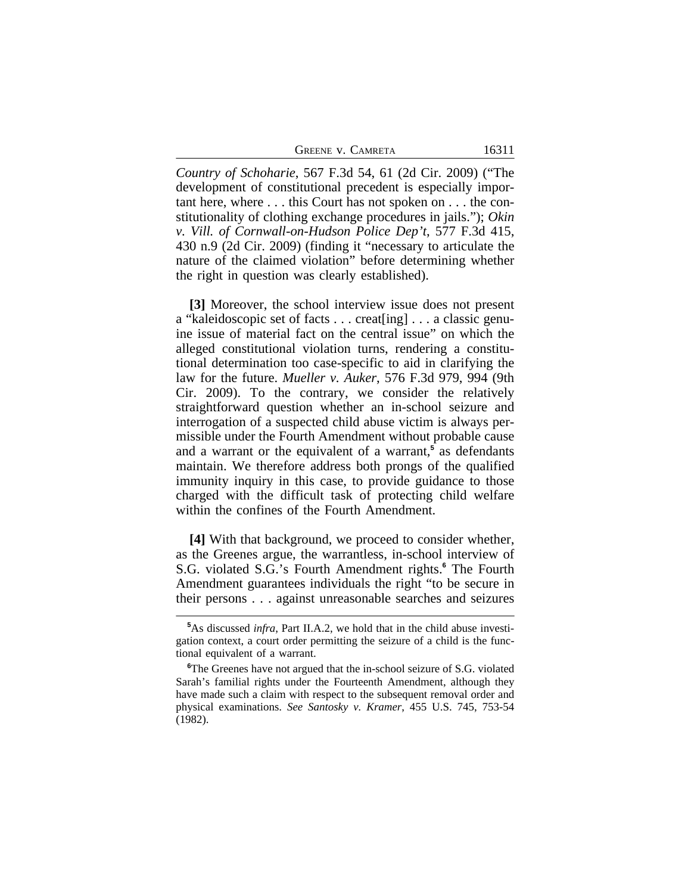*Country of Schoharie*, 567 F.3d 54, 61 (2d Cir. 2009) ("The development of constitutional precedent is especially important here, where . . . this Court has not spoken on . . . the constitutionality of clothing exchange procedures in jails."); *Okin v. Vill. of Cornwall-on-Hudson Police Dep't*, 577 F.3d 415, 430 n.9 (2d Cir. 2009) (finding it "necessary to articulate the nature of the claimed violation" before determining whether the right in question was clearly established).

**[3]** Moreover, the school interview issue does not present a "kaleidoscopic set of facts . . . creat[ing] . . . a classic genuine issue of material fact on the central issue" on which the alleged constitutional violation turns, rendering a constitutional determination too case-specific to aid in clarifying the law for the future. *Mueller v. Auker*, 576 F.3d 979, 994 (9th Cir. 2009). To the contrary, we consider the relatively straightforward question whether an in-school seizure and interrogation of a suspected child abuse victim is always permissible under the Fourth Amendment without probable cause and a warrant or the equivalent of a warrant,[5] as defendants maintain. We therefore address both prongs of the qualified immunity inquiry in this case, to provide guidance to those charged with the difficult task of protecting child welfare within the confines of the Fourth Amendment.

**[4]** With that background, we proceed to consider whether, as the Greenes argue, the warrantless, in-school interview of S.G. violated S.G.'s Fourth Amendment rights.[6] The Fourth Amendment guarantees individuals the right "to be secure in their persons . . . against unreasonable searches and seizures

---

[5]As discussed *infra*, Part II.A.2, we hold that in the child abuse investigation context, a court order permitting the seizure of a child is the functional equivalent of a warrant.

[6]The Greenes have not argued that the in-school seizure of S.G. violated Sarah's familial rights under the Fourteenth Amendment, although they have made such a claim with respect to the subsequent removal order and physical examinations. *See Santosky v. Kramer*, 455 U.S. 745, 753-54 (1982).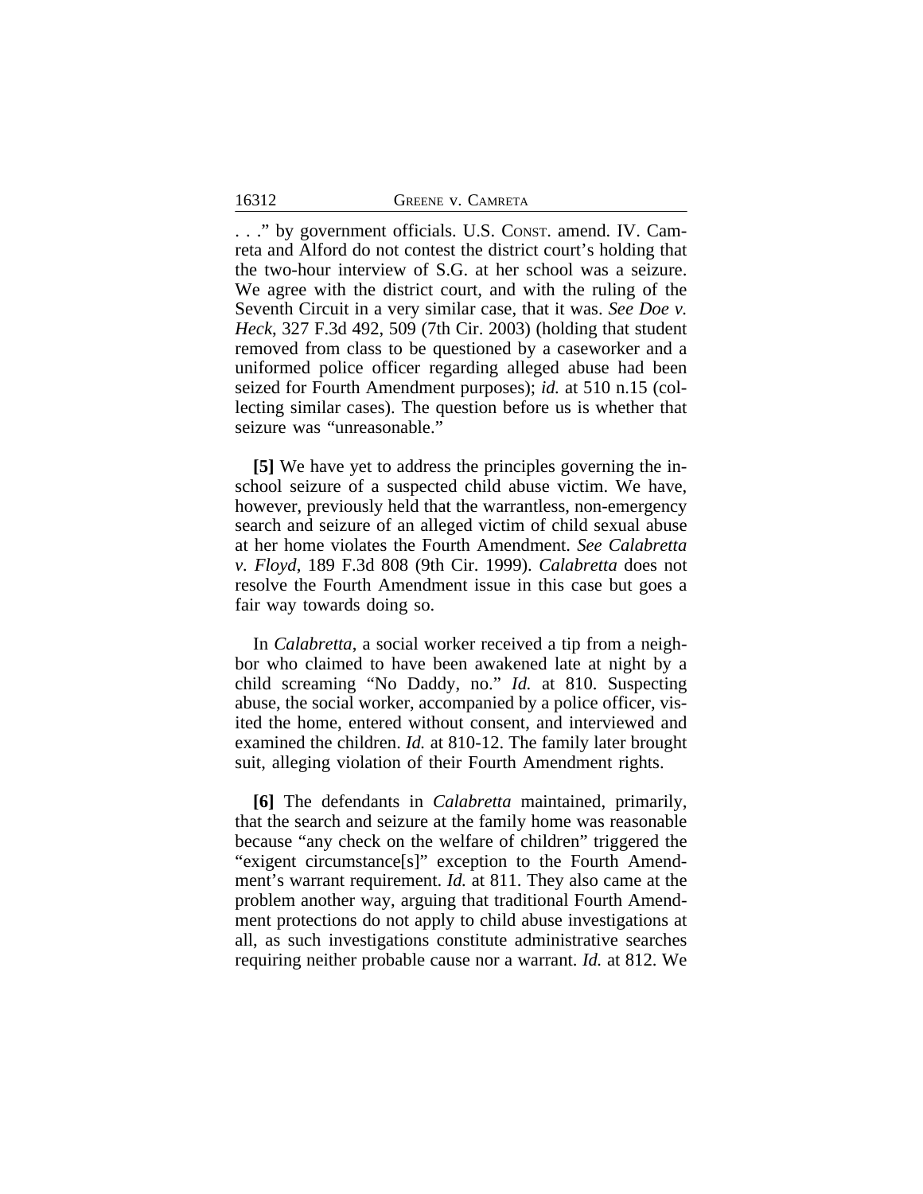. . ." by government officials. U.S. CONST. amend. IV. Camreta and Alford do not contest the district court's holding that the two-hour interview of S.G. at her school was a seizure. We agree with the district court, and with the ruling of the Seventh Circuit in a very similar case, that it was. *See Doe v. Heck*, 327 F.3d 492, 509 (7th Cir. 2003) (holding that student removed from class to be questioned by a caseworker and a uniformed police officer regarding alleged abuse had been seized for Fourth Amendment purposes); *id.* at 510 n.15 (collecting similar cases). The question before us is whether that seizure was "unreasonable."

**[5]** We have yet to address the principles governing the in-school seizure of a suspected child abuse victim. We have, however, previously held that the warrantless, non-emergency search and seizure of an alleged victim of child sexual abuse at her home violates the Fourth Amendment. *See Calabretta v. Floyd*, 189 F.3d 808 (9th Cir. 1999). *Calabretta* does not resolve the Fourth Amendment issue in this case but goes a fair way towards doing so.

In *Calabretta*, a social worker received a tip from a neighbor who claimed to have been awakened late at night by a child screaming "No Daddy, no." *Id.* at 810. Suspecting abuse, the social worker, accompanied by a police officer, visited the home, entered without consent, and interviewed and examined the children. *Id.* at 810-12. The family later brought suit, alleging violation of their Fourth Amendment rights.

**[6]** The defendants in *Calabretta* maintained, primarily, that the search and seizure at the family home was reasonable because "any check on the welfare of children" triggered the "exigent circumstance[s]" exception to the Fourth Amendment's warrant requirement. *Id.* at 811. They also came at the problem another way, arguing that traditional Fourth Amendment protections do not apply to child abuse investigations at all, as such investigations constitute administrative searches requiring neither probable cause nor a warrant. *Id.* at 812. We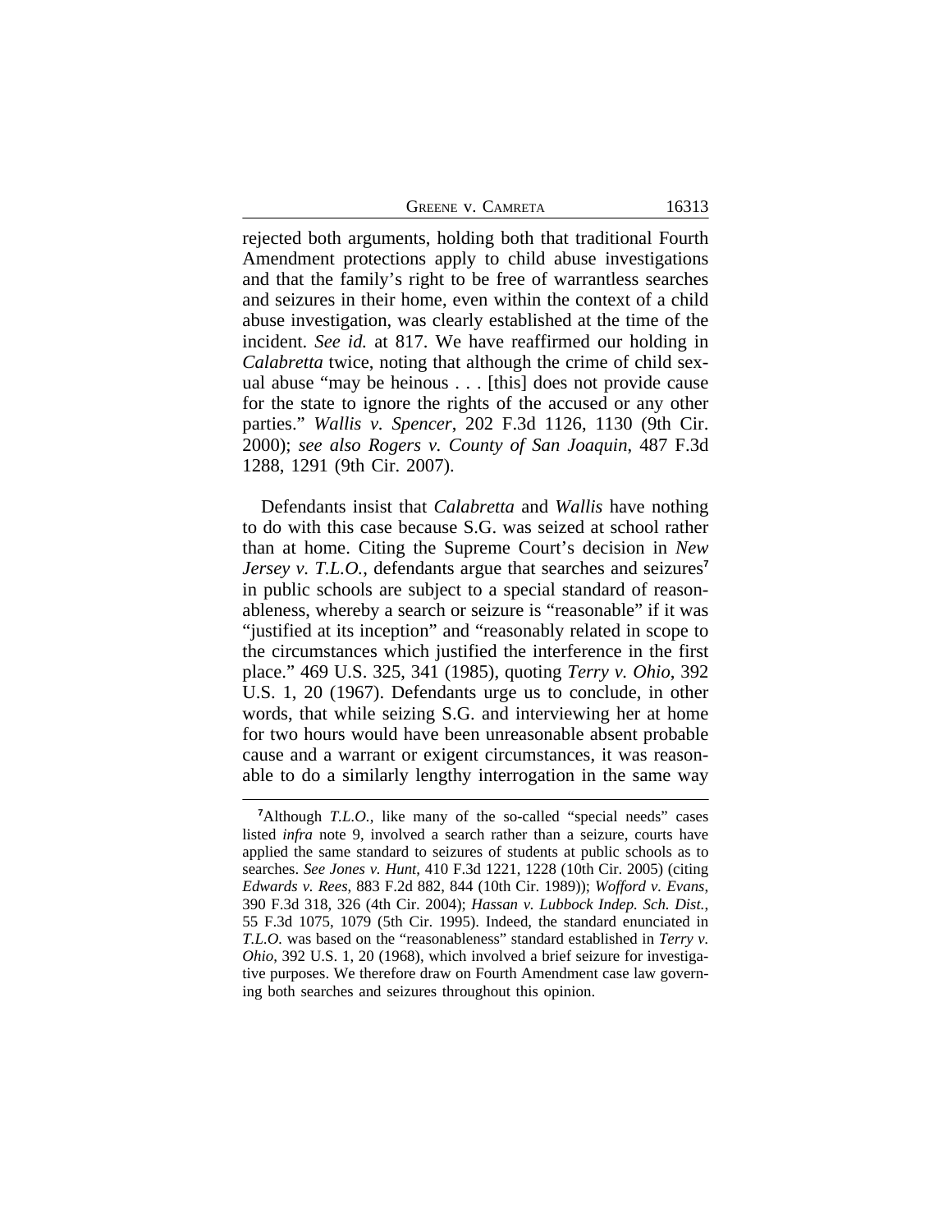rejected both arguments, holding both that traditional Fourth Amendment protections apply to child abuse investigations and that the family's right to be free of warrantless searches and seizures in their home, even within the context of a child abuse investigation, was clearly established at the time of the incident. *See id.* at 817. We have reaffirmed our holding in *Calabretta* twice, noting that although the crime of child sexual abuse "may be heinous . . . [this] does not provide cause for the state to ignore the rights of the accused or any other parties." *Wallis v. Spencer*, 202 F.3d 1126, 1130 (9th Cir. 2000); *see also Rogers v. County of San Joaquin*, 487 F.3d 1288, 1291 (9th Cir. 2007).

Defendants insist that *Calabretta* and *Wallis* have nothing to do with this case because S.G. was seized at school rather than at home. Citing the Supreme Court's decision in *New Jersey v. T.L.O.*, defendants argue that searches and seizures[7] in public schools are subject to a special standard of reasonableness, whereby a search or seizure is "reasonable" if it was "justified at its inception" and "reasonably related in scope to the circumstances which justified the interference in the first place." 469 U.S. 325, 341 (1985), quoting *Terry v. Ohio*, 392 U.S. 1, 20 (1967). Defendants urge us to conclude, in other words, that while seizing S.G. and interviewing her at home for two hours would have been unreasonable absent probable cause and a warrant or exigent circumstances, it was reasonable to do a similarly lengthy interrogation in the same way

[7]Although *T.L.O.*, like many of the so-called "special needs" cases listed *infra* note 9, involved a search rather than a seizure, courts have applied the same standard to seizures of students at public schools as to searches. *See Jones v. Hunt*, 410 F.3d 1221, 1228 (10th Cir. 2005) (citing *Edwards v. Rees*, 883 F.2d 882, 844 (10th Cir. 1989)); *Wofford v. Evans*, 390 F.3d 318, 326 (4th Cir. 2004); *Hassan v. Lubbock Indep. Sch. Dist.*, 55 F.3d 1075, 1079 (5th Cir. 1995). Indeed, the standard enunciated in *T.L.O.* was based on the "reasonableness" standard established in *Terry v. Ohio*, 392 U.S. 1, 20 (1968), which involved a brief seizure for investigative purposes. We therefore draw on Fourth Amendment case law governing both searches and seizures throughout this opinion.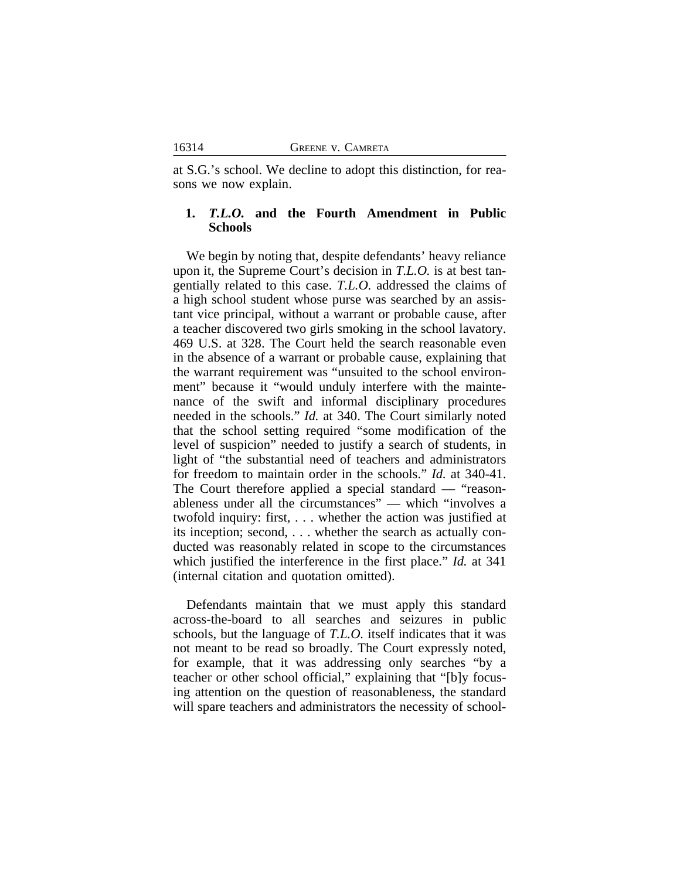at S.G.'s school. We decline to adopt this distinction, for reasons we now explain.

**1. *T.L.O.* and the Fourth Amendment in Public Schools**

We begin by noting that, despite defendants' heavy reliance upon it, the Supreme Court's decision in *T.L.O.* is at best tangentially related to this case. *T.L.O.* addressed the claims of a high school student whose purse was searched by an assistant vice principal, without a warrant or probable cause, after a teacher discovered two girls smoking in the school lavatory. 469 U.S. at 328. The Court held the search reasonable even in the absence of a warrant or probable cause, explaining that the warrant requirement was "unsuited to the school environment" because it "would unduly interfere with the maintenance of the swift and informal disciplinary procedures needed in the schools." *Id.* at 340. The Court similarly noted that the school setting required "some modification of the level of suspicion" needed to justify a search of students, in light of "the substantial need of teachers and administrators for freedom to maintain order in the schools." *Id.* at 340-41. The Court therefore applied a special standard — "reasonableness under all the circumstances" — which "involves a twofold inquiry: first, . . . whether the action was justified at its inception; second, . . . whether the search as actually conducted was reasonably related in scope to the circumstances which justified the interference in the first place." *Id.* at 341 (internal citation and quotation omitted).

Defendants maintain that we must apply this standard across-the-board to all searches and seizures in public schools, but the language of *T.L.O.* itself indicates that it was not meant to be read so broadly. The Court expressly noted, for example, that it was addressing only searches "by a teacher or other school official," explaining that "[b]y focusing attention on the question of reasonableness, the standard will spare teachers and administrators the necessity of school-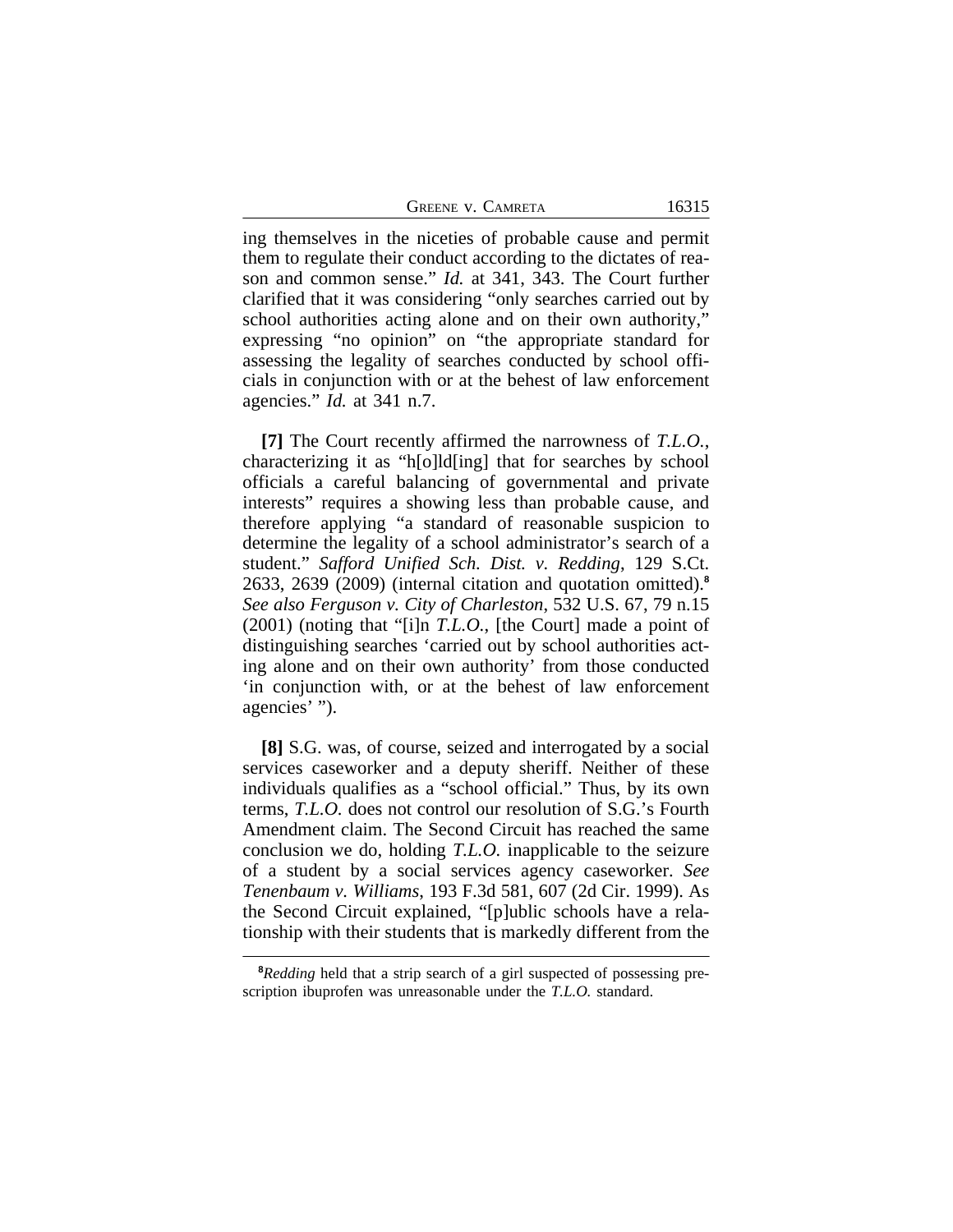ing themselves in the niceties of probable cause and permit them to regulate their conduct according to the dictates of reason and common sense." *Id.* at 341, 343. The Court further clarified that it was considering "only searches carried out by school authorities acting alone and on their own authority," expressing "no opinion" on "the appropriate standard for assessing the legality of searches conducted by school officials in conjunction with or at the behest of law enforcement agencies." *Id.* at 341 n.7.

**[7]** The Court recently affirmed the narrowness of *T.L.O.*, characterizing it as "h[o]ld[ing] that for searches by school officials a careful balancing of governmental and private interests" requires a showing less than probable cause, and therefore applying "a standard of reasonable suspicion to determine the legality of a school administrator's search of a student." *Safford Unified Sch. Dist. v. Redding*, 129 S.Ct. 2633, 2639 (2009) (internal citation and quotation omitted).[8] *See also Ferguson v. City of Charleston*, 532 U.S. 67, 79 n.15 (2001) (noting that "[i]n *T.L.O.*, [the Court] made a point of distinguishing searches 'carried out by school authorities acting alone and on their own authority' from those conducted 'in conjunction with, or at the behest of law enforcement agencies' ").

**[8]** S.G. was, of course, seized and interrogated by a social services caseworker and a deputy sheriff. Neither of these individuals qualifies as a "school official." Thus, by its own terms, *T.L.O.* does not control our resolution of S.G.'s Fourth Amendment claim. The Second Circuit has reached the same conclusion we do, holding *T.L.O.* inapplicable to the seizure of a student by a social services agency caseworker. *See Tenenbaum v. Williams*, 193 F.3d 581, 607 (2d Cir. 1999). As the Second Circuit explained, "[p]ublic schools have a relationship with their students that is markedly different from the

[8] *Redding* held that a strip search of a girl suspected of possessing prescription ibuprofen was unreasonable under the *T.L.O.* standard.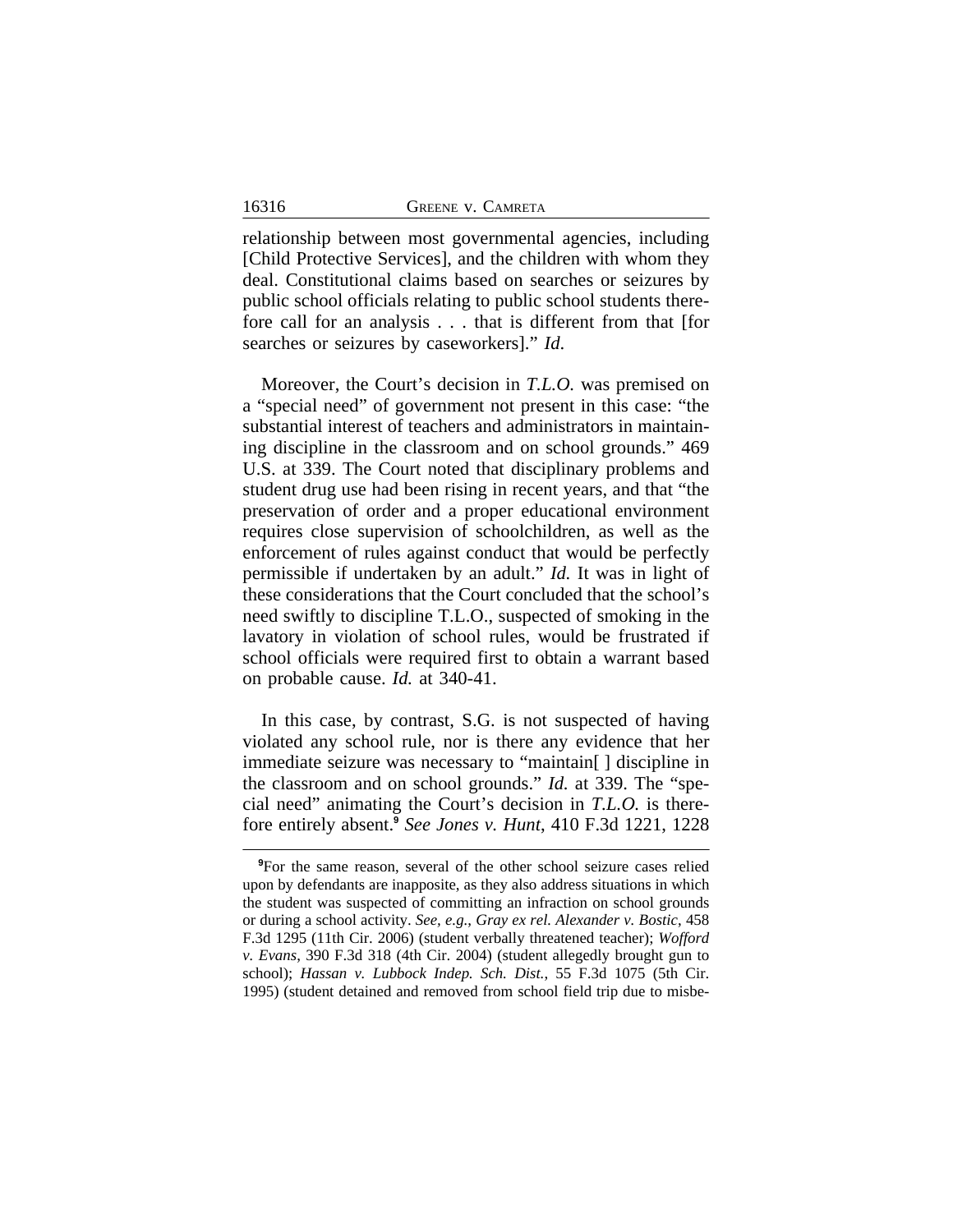relationship between most governmental agencies, including [Child Protective Services], and the children with whom they deal. Constitutional claims based on searches or seizures by public school officials relating to public school students therefore call for an analysis . . . that is different from that [for searches or seizures by caseworkers]." *Id*.

Moreover, the Court's decision in *T.L.O.* was premised on a "special need" of government not present in this case: "the substantial interest of teachers and administrators in maintaining discipline in the classroom and on school grounds." 469 U.S. at 339. The Court noted that disciplinary problems and student drug use had been rising in recent years, and that "the preservation of order and a proper educational environment requires close supervision of schoolchildren, as well as the enforcement of rules against conduct that would be perfectly permissible if undertaken by an adult." *Id.* It was in light of these considerations that the Court concluded that the school's need swiftly to discipline T.L.O., suspected of smoking in the lavatory in violation of school rules, would be frustrated if school officials were required first to obtain a warrant based on probable cause. *Id.* at 340-41.

In this case, by contrast, S.G. is not suspected of having violated any school rule, nor is there any evidence that her immediate seizure was necessary to "maintain[ ] discipline in the classroom and on school grounds." *Id.* at 339. The "special need" animating the Court's decision in *T.L.O.* is therefore entirely absent.[9] *See Jones v. Hunt*, 410 F.3d 1221, 1228

[9]For the same reason, several of the other school seizure cases relied upon by defendants are inapposite, as they also address situations in which the student was suspected of committing an infraction on school grounds or during a school activity. *See, e.g.*, *Gray ex rel. Alexander v. Bostic*, 458 F.3d 1295 (11th Cir. 2006) (student verbally threatened teacher); *Wofford v. Evans*, 390 F.3d 318 (4th Cir. 2004) (student allegedly brought gun to school); *Hassan v. Lubbock Indep. Sch. Dist.*, 55 F.3d 1075 (5th Cir. 1995) (student detained and removed from school field trip due to misbe-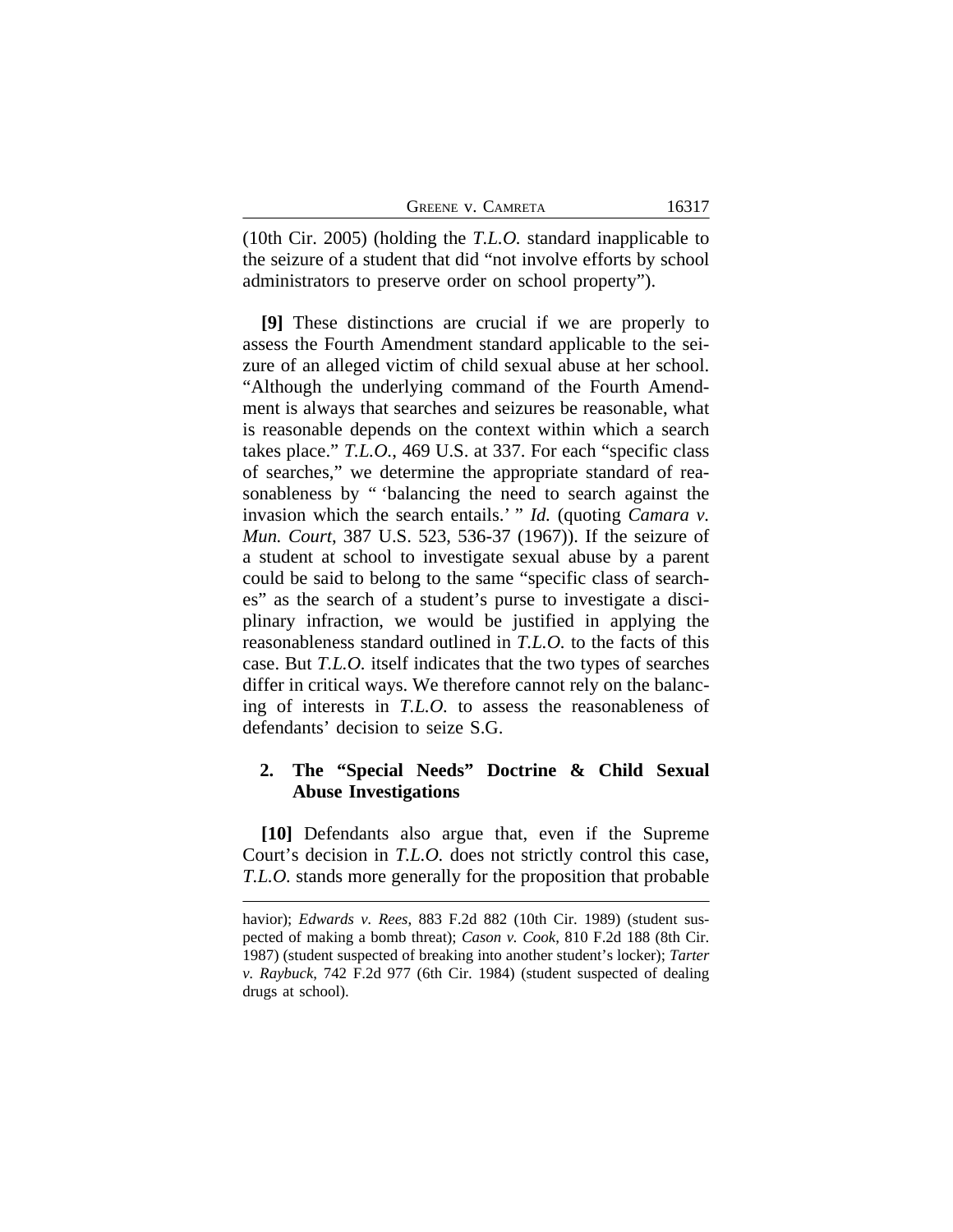(10th Cir. 2005) (holding the *T.L.O.* standard inapplicable to the seizure of a student that did "not involve efforts by school administrators to preserve order on school property").

**[9]** These distinctions are crucial if we are properly to assess the Fourth Amendment standard applicable to the seizure of an alleged victim of child sexual abuse at her school. "Although the underlying command of the Fourth Amendment is always that searches and seizures be reasonable, what is reasonable depends on the context within which a search takes place." *T.L.O.*, 469 U.S. at 337. For each "specific class of searches," we determine the appropriate standard of reasonableness by " 'balancing the need to search against the invasion which the search entails.' " *Id.* (quoting *Camara v. Mun. Court*, 387 U.S. 523, 536-37 (1967)). If the seizure of a student at school to investigate sexual abuse by a parent could be said to belong to the same "specific class of searches" as the search of a student's purse to investigate a disciplinary infraction, we would be justified in applying the reasonableness standard outlined in *T.L.O.* to the facts of this case. But *T.L.O.* itself indicates that the two types of searches differ in critical ways. We therefore cannot rely on the balancing of interests in *T.L.O.* to assess the reasonableness of defendants' decision to seize S.G.

### 2. The "Special Needs" Doctrine & Child Sexual Abuse Investigations

**[10]** Defendants also argue that, even if the Supreme Court's decision in *T.L.O.* does not strictly control this case, *T.L.O.* stands more generally for the proposition that probable

---

havior); *Edwards v. Rees*, 883 F.2d 882 (10th Cir. 1989) (student suspected of making a bomb threat); *Cason v. Cook*, 810 F.2d 188 (8th Cir. 1987) (student suspected of breaking into another student's locker); *Tarter v. Raybuck*, 742 F.2d 977 (6th Cir. 1984) (student suspected of dealing drugs at school).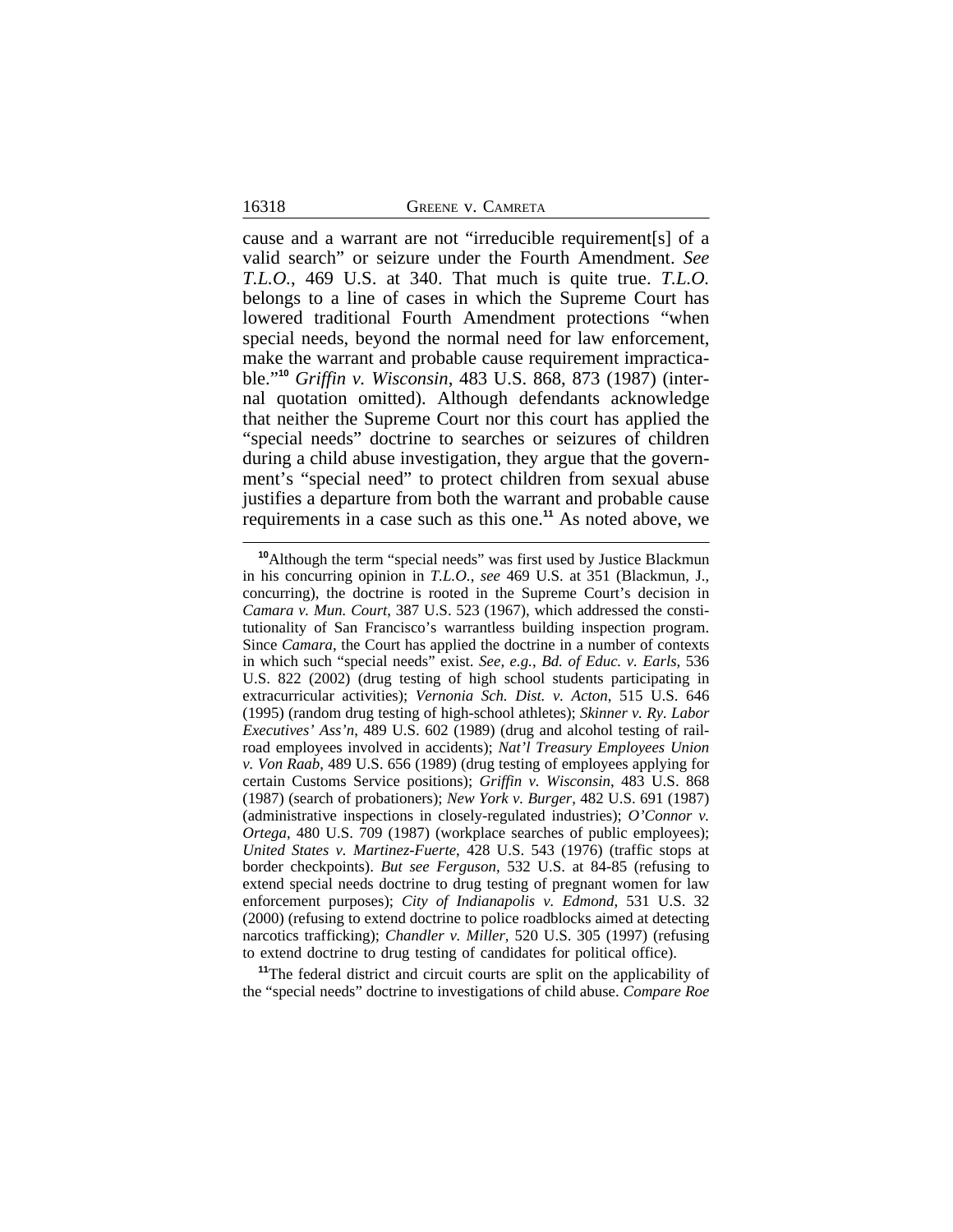cause and a warrant are not "irreducible requirement[s] of a valid search" or seizure under the Fourth Amendment. *See T.L.O.*, 469 U.S. at 340. That much is quite true. *T.L.O.* belongs to a line of cases in which the Supreme Court has lowered traditional Fourth Amendment protections "when special needs, beyond the normal need for law enforcement, make the warrant and probable cause requirement impracticable."[10] *Griffin v. Wisconsin*, 483 U.S. 868, 873 (1987) (internal quotation omitted). Although defendants acknowledge that neither the Supreme Court nor this court has applied the "special needs" doctrine to searches or seizures of children during a child abuse investigation, they argue that the government's "special need" to protect children from sexual abuse justifies a departure from both the warrant and probable cause requirements in a case such as this one.[11] As noted above, we

---

[10] Although the term "special needs" was first used by Justice Blackmun in his concurring opinion in *T.L.O.*, *see* 469 U.S. at 351 (Blackmun, J., concurring), the doctrine is rooted in the Supreme Court's decision in *Camara v. Mun. Court*, 387 U.S. 523 (1967), which addressed the constitutionality of San Francisco's warrantless building inspection program. Since *Camara*, the Court has applied the doctrine in a number of contexts in which such "special needs" exist. *See, e.g.*, *Bd. of Educ. v. Earls*, 536 U.S. 822 (2002) (drug testing of high school students participating in extracurricular activities); *Vernonia Sch. Dist. v. Acton*, 515 U.S. 646 (1995) (random drug testing of high-school athletes); *Skinner v. Ry. Labor Executives' Ass'n*, 489 U.S. 602 (1989) (drug and alcohol testing of railroad employees involved in accidents); *Nat'l Treasury Employees Union v. Von Raab*, 489 U.S. 656 (1989) (drug testing of employees applying for certain Customs Service positions); *Griffin v. Wisconsin*, 483 U.S. 868 (1987) (search of probationers); *New York v. Burger*, 482 U.S. 691 (1987) (administrative inspections in closely-regulated industries); *O'Connor v. Ortega*, 480 U.S. 709 (1987) (workplace searches of public employees); *United States v. Martinez-Fuerte*, 428 U.S. 543 (1976) (traffic stops at border checkpoints). *But see Ferguson*, 532 U.S. at 84-85 (refusing to extend special needs doctrine to drug testing of pregnant women for law enforcement purposes); *City of Indianapolis v. Edmond*, 531 U.S. 32 (2000) (refusing to extend doctrine to police roadblocks aimed at detecting narcotics trafficking); *Chandler v. Miller*, 520 U.S. 305 (1997) (refusing to extend doctrine to drug testing of candidates for political office).

[11] The federal district and circuit courts are split on the applicability of the "special needs" doctrine to investigations of child abuse. *Compare Roe*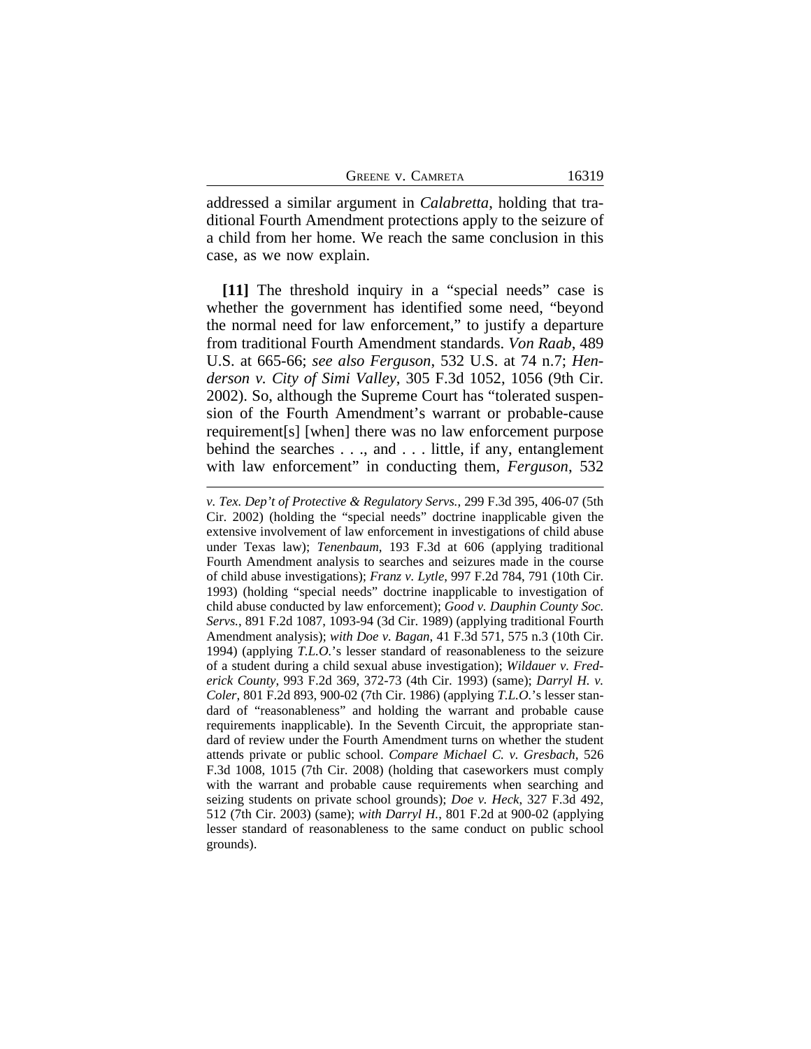addressed a similar argument in *Calabretta*, holding that traditional Fourth Amendment protections apply to the seizure of a child from her home. We reach the same conclusion in this case, as we now explain.

**[11]** The threshold inquiry in a "special needs" case is whether the government has identified some need, "beyond the normal need for law enforcement," to justify a departure from traditional Fourth Amendment standards. *Von Raab*, 489 U.S. at 665-66; *see also Ferguson*, 532 U.S. at 74 n.7; *Henderson v. City of Simi Valley*, 305 F.3d 1052, 1056 (9th Cir. 2002). So, although the Supreme Court has "tolerated suspension of the Fourth Amendment's warrant or probable-cause requirement[s] [when] there was no law enforcement purpose behind the searches . . ., and . . . little, if any, entanglement with law enforcement" in conducting them, *Ferguson*, 532

---

*v. Tex. Dep't of Protective & Regulatory Servs.*, 299 F.3d 395, 406-07 (5th Cir. 2002) (holding the "special needs" doctrine inapplicable given the extensive involvement of law enforcement in investigations of child abuse under Texas law); *Tenenbaum*, 193 F.3d at 606 (applying traditional Fourth Amendment analysis to searches and seizures made in the course of child abuse investigations); *Franz v. Lytle*, 997 F.2d 784, 791 (10th Cir. 1993) (holding "special needs" doctrine inapplicable to investigation of child abuse conducted by law enforcement); *Good v. Dauphin County Soc. Servs.*, 891 F.2d 1087, 1093-94 (3d Cir. 1989) (applying traditional Fourth Amendment analysis); *with Doe v. Bagan*, 41 F.3d 571, 575 n.3 (10th Cir. 1994) (applying *T.L.O.*'s lesser standard of reasonableness to the seizure of a student during a child sexual abuse investigation); *Wildauer v. Frederick County*, 993 F.2d 369, 372-73 (4th Cir. 1993) (same); *Darryl H. v. Coler*, 801 F.2d 893, 900-02 (7th Cir. 1986) (applying *T.L.O.*'s lesser standard of "reasonableness" and holding the warrant and probable cause requirements inapplicable). In the Seventh Circuit, the appropriate standard of review under the Fourth Amendment turns on whether the student attends private or public school. *Compare Michael C. v. Gresbach*, 526 F.3d 1008, 1015 (7th Cir. 2008) (holding that caseworkers must comply with the warrant and probable cause requirements when searching and seizing students on private school grounds); *Doe v. Heck*, 327 F.3d 492, 512 (7th Cir. 2003) (same); *with Darryl H.*, 801 F.2d at 900-02 (applying lesser standard of reasonableness to the same conduct on public school grounds).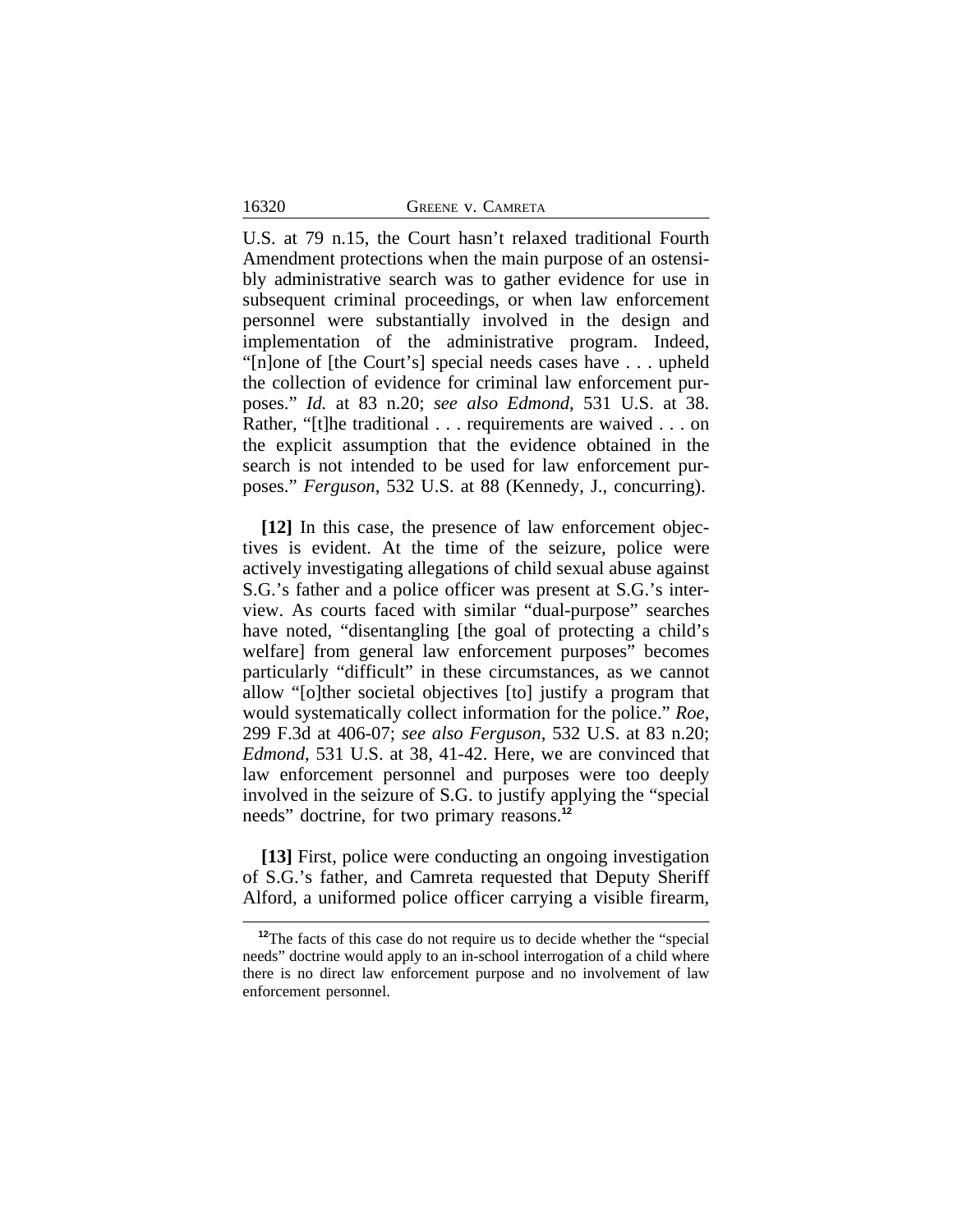U.S. at 79 n.15, the Court hasn't relaxed traditional Fourth Amendment protections when the main purpose of an ostensibly administrative search was to gather evidence for use in subsequent criminal proceedings, or when law enforcement personnel were substantially involved in the design and implementation of the administrative program. Indeed, "[n]one of [the Court's] special needs cases have . . . upheld the collection of evidence for criminal law enforcement purposes." *Id.* at 83 n.20; *see also Edmond*, 531 U.S. at 38. Rather, "[t]he traditional . . . requirements are waived . . . on the explicit assumption that the evidence obtained in the search is not intended to be used for law enforcement purposes." *Ferguson*, 532 U.S. at 88 (Kennedy, J., concurring).

**[12]** In this case, the presence of law enforcement objectives is evident. At the time of the seizure, police were actively investigating allegations of child sexual abuse against S.G.'s father and a police officer was present at S.G.'s interview. As courts faced with similar "dual-purpose" searches have noted, "disentangling [the goal of protecting a child's welfare] from general law enforcement purposes" becomes particularly "difficult" in these circumstances, as we cannot allow "[o]ther societal objectives [to] justify a program that would systematically collect information for the police." *Roe*, 299 F.3d at 406-07; *see also Ferguson*, 532 U.S. at 83 n.20; *Edmond*, 531 U.S. at 38, 41-42. Here, we are convinced that law enforcement personnel and purposes were too deeply involved in the seizure of S.G. to justify applying the "special needs" doctrine, for two primary reasons.[12]

**[13]** First, police were conducting an ongoing investigation of S.G.'s father, and Camreta requested that Deputy Sheriff Alford, a uniformed police officer carrying a visible firearm,

[12]The facts of this case do not require us to decide whether the "special needs" doctrine would apply to an in-school interrogation of a child where there is no direct law enforcement purpose and no involvement of law enforcement personnel.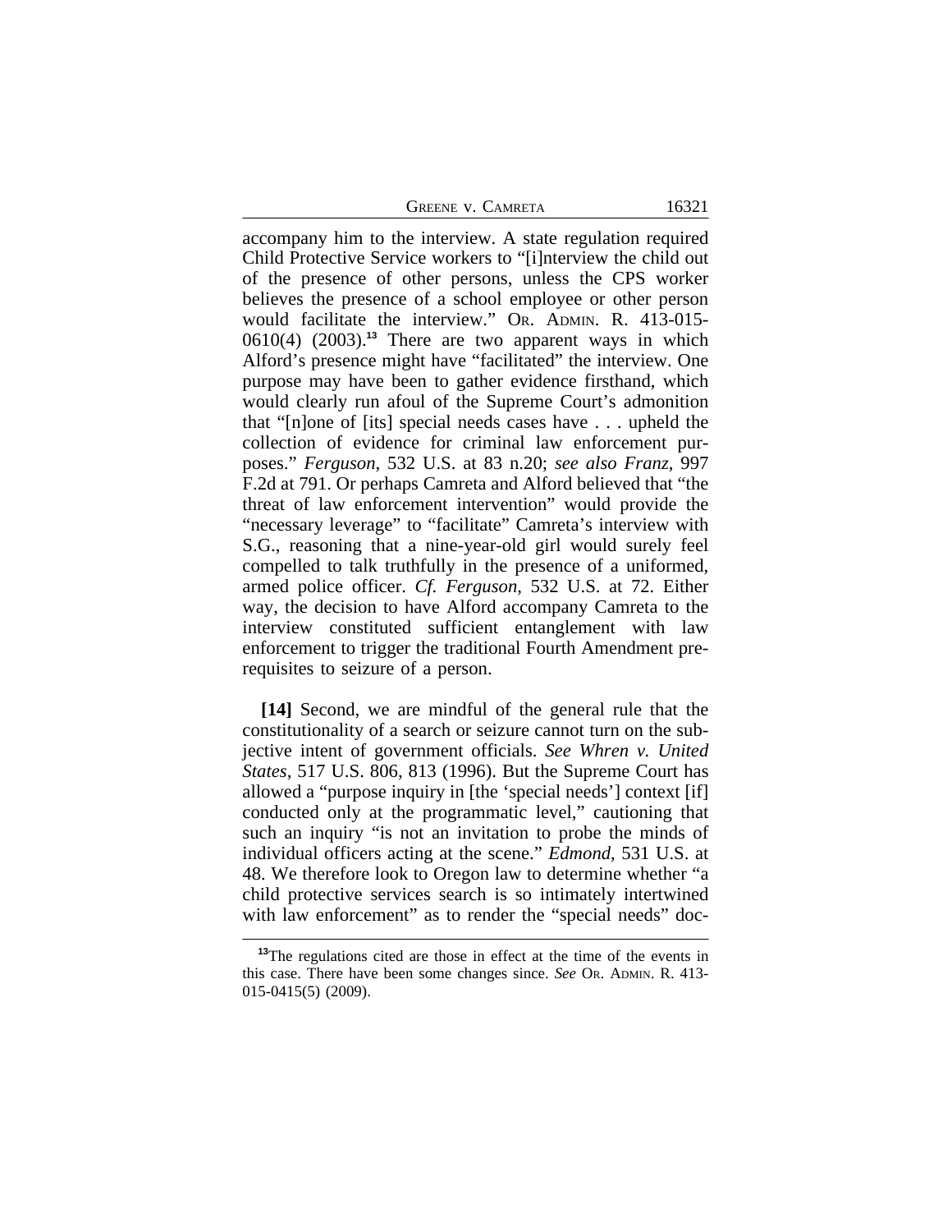accompany him to the interview. A state regulation required Child Protective Service workers to "[i]nterview the child out of the presence of other persons, unless the CPS worker believes the presence of a school employee or other person would facilitate the interview." OR. ADMIN. R. 413-015-0610(4) (2003).[13] There are two apparent ways in which Alford's presence might have "facilitated" the interview. One purpose may have been to gather evidence firsthand, which would clearly run afoul of the Supreme Court's admonition that "[n]one of [its] special needs cases have . . . upheld the collection of evidence for criminal law enforcement purposes." *Ferguson*, 532 U.S. at 83 n.20; *see also Franz*, 997 F.2d at 791. Or perhaps Camreta and Alford believed that "the threat of law enforcement intervention" would provide the "necessary leverage" to "facilitate" Camreta's interview with S.G., reasoning that a nine-year-old girl would surely feel compelled to talk truthfully in the presence of a uniformed, armed police officer. *Cf. Ferguson*, 532 U.S. at 72. Either way, the decision to have Alford accompany Camreta to the interview constituted sufficient entanglement with law enforcement to trigger the traditional Fourth Amendment prerequisites to seizure of a person.

**[14]** Second, we are mindful of the general rule that the constitutionality of a search or seizure cannot turn on the subjective intent of government officials. *See Whren v. United States*, 517 U.S. 806, 813 (1996). But the Supreme Court has allowed a "purpose inquiry in [the 'special needs'] context [if] conducted only at the programmatic level," cautioning that such an inquiry "is not an invitation to probe the minds of individual officers acting at the scene." *Edmond*, 531 U.S. at 48. We therefore look to Oregon law to determine whether "a child protective services search is so intimately intertwined with law enforcement" as to render the "special needs" doc-

[13]The regulations cited are those in effect at the time of the events in this case. There have been some changes since. *See* OR. ADMIN. R. 413-015-0415(5) (2009).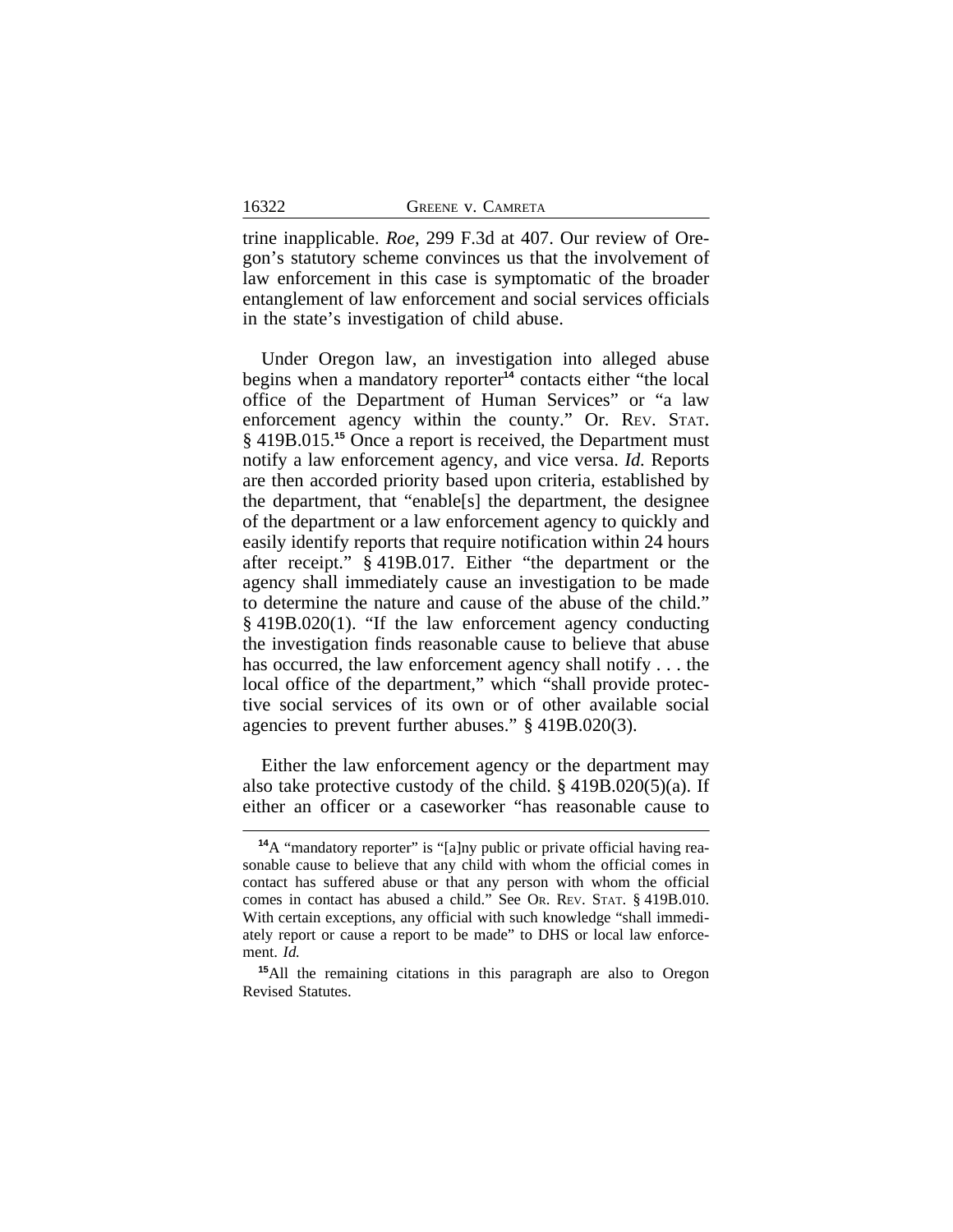trine inapplicable. *Roe*, 299 F.3d at 407. Our review of Oregon's statutory scheme convinces us that the involvement of law enforcement in this case is symptomatic of the broader entanglement of law enforcement and social services officials in the state's investigation of child abuse.

Under Oregon law, an investigation into alleged abuse begins when a mandatory reporter[14] contacts either "the local office of the Department of Human Services" or "a law enforcement agency within the county." Or. Rev. Stat. § 419B.015.[15] Once a report is received, the Department must notify a law enforcement agency, and vice versa. *Id.* Reports are then accorded priority based upon criteria, established by the department, that "enable[s] the department, the designee of the department or a law enforcement agency to quickly and easily identify reports that require notification within 24 hours after receipt." § 419B.017. Either "the department or the agency shall immediately cause an investigation to be made to determine the nature and cause of the abuse of the child." § 419B.020(1). "If the law enforcement agency conducting the investigation finds reasonable cause to believe that abuse has occurred, the law enforcement agency shall notify . . . the local office of the department," which "shall provide protective social services of its own or of other available social agencies to prevent further abuses." § 419B.020(3).

Either the law enforcement agency or the department may also take protective custody of the child. § 419B.020(5)(a). If either an officer or a caseworker "has reasonable cause to

[14]A "mandatory reporter" is "[a]ny public or private official having reasonable cause to believe that any child with whom the official comes in contact has suffered abuse or that any person with whom the official comes in contact has abused a child." See Or. Rev. Stat. § 419B.010. With certain exceptions, any official with such knowledge "shall immediately report or cause a report to be made" to DHS or local law enforcement. *Id.*

[15]All the remaining citations in this paragraph are also to Oregon Revised Statutes.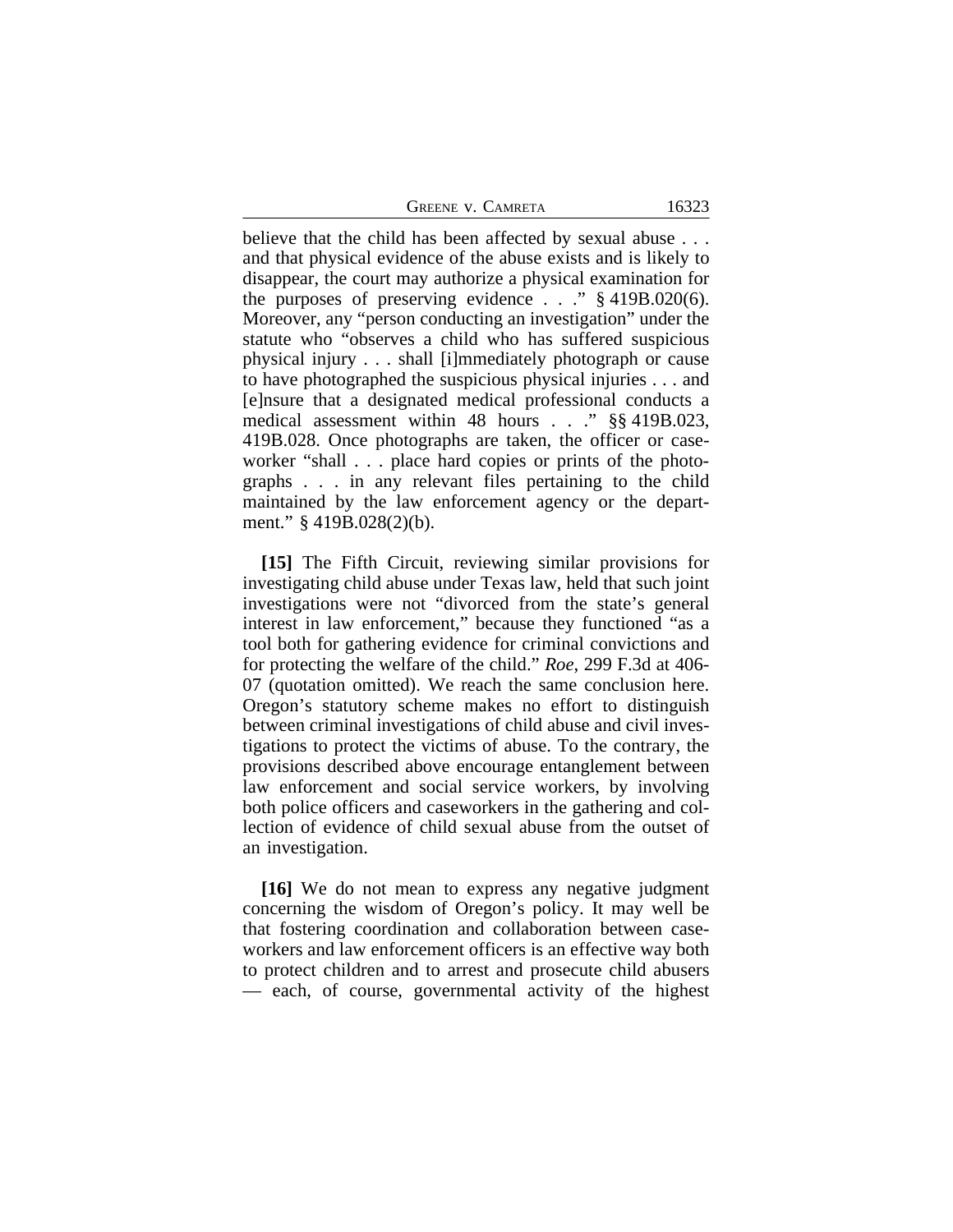believe that the child has been affected by sexual abuse . . . and that physical evidence of the abuse exists and is likely to disappear, the court may authorize a physical examination for the purposes of preserving evidence . . ." § 419B.020(6). Moreover, any "person conducting an investigation" under the statute who "observes a child who has suffered suspicious physical injury . . . shall [i]mmediately photograph or cause to have photographed the suspicious physical injuries . . . and [e]nsure that a designated medical professional conducts a medical assessment within 48 hours . . ." §§ 419B.023, 419B.028. Once photographs are taken, the officer or caseworker "shall . . . place hard copies or prints of the photographs . . . in any relevant files pertaining to the child maintained by the law enforcement agency or the department." § 419B.028(2)(b).

**[15]** The Fifth Circuit, reviewing similar provisions for investigating child abuse under Texas law, held that such joint investigations were not "divorced from the state's general interest in law enforcement," because they functioned "as a tool both for gathering evidence for criminal convictions and for protecting the welfare of the child." *Roe*, 299 F.3d at 406-07 (quotation omitted). We reach the same conclusion here. Oregon's statutory scheme makes no effort to distinguish between criminal investigations of child abuse and civil investigations to protect the victims of abuse. To the contrary, the provisions described above encourage entanglement between law enforcement and social service workers, by involving both police officers and caseworkers in the gathering and collection of evidence of child sexual abuse from the outset of an investigation.

**[16]** We do not mean to express any negative judgment concerning the wisdom of Oregon's policy. It may well be that fostering coordination and collaboration between caseworkers and law enforcement officers is an effective way both to protect children and to arrest and prosecute child abusers — each, of course, governmental activity of the highest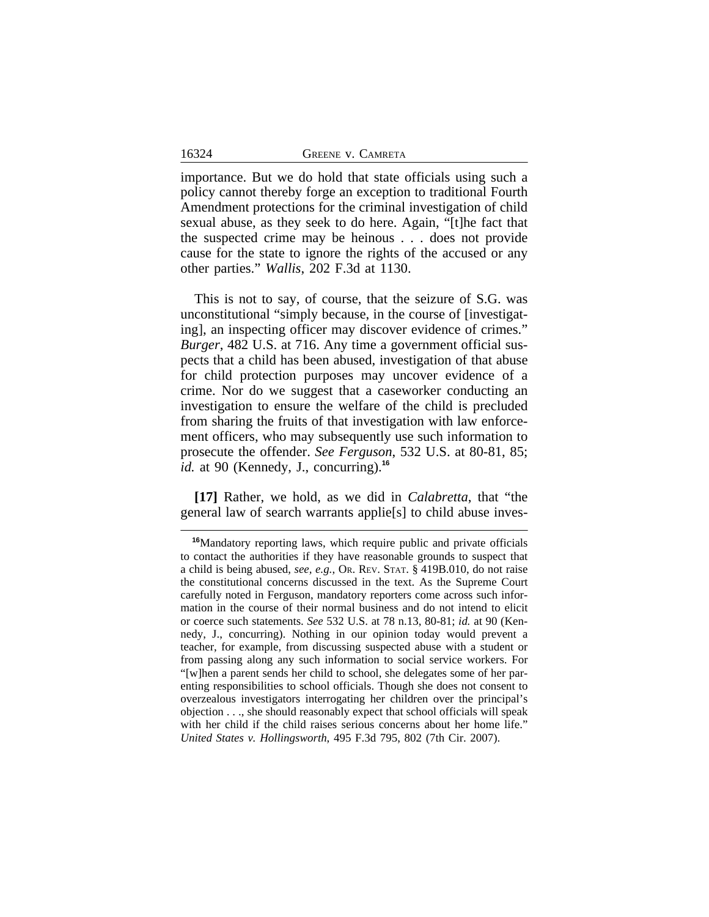importance. But we do hold that state officials using such a policy cannot thereby forge an exception to traditional Fourth Amendment protections for the criminal investigation of child sexual abuse, as they seek to do here. Again, "[t]he fact that the suspected crime may be heinous . . . does not provide cause for the state to ignore the rights of the accused or any other parties." *Wallis*, 202 F.3d at 1130.

This is not to say, of course, that the seizure of S.G. was unconstitutional "simply because, in the course of [investigating], an inspecting officer may discover evidence of crimes." *Burger*, 482 U.S. at 716. Any time a government official suspects that a child has been abused, investigation of that abuse for child protection purposes may uncover evidence of a crime. Nor do we suggest that a caseworker conducting an investigation to ensure the welfare of the child is precluded from sharing the fruits of that investigation with law enforcement officers, who may subsequently use such information to prosecute the offender. *See Ferguson*, 532 U.S. at 80-81, 85; *id.* at 90 (Kennedy, J., concurring).[16]

**[17]** Rather, we hold, as we did in *Calabretta*, that "the general law of search warrants applie[s] to child abuse inves-

---

[16]Mandatory reporting laws, which require public and private officials to contact the authorities if they have reasonable grounds to suspect that a child is being abused, *see, e.g.*, OR. REV. STAT. § 419B.010, do not raise the constitutional concerns discussed in the text. As the Supreme Court carefully noted in Ferguson, mandatory reporters come across such information in the course of their normal business and do not intend to elicit or coerce such statements. *See* 532 U.S. at 78 n.13, 80-81; *id.* at 90 (Kennedy, J., concurring). Nothing in our opinion today would prevent a teacher, for example, from discussing suspected abuse with a student or from passing along any such information to social service workers. For "[w]hen a parent sends her child to school, she delegates some of her parenting responsibilities to school officials. Though she does not consent to overzealous investigators interrogating her children over the principal's objection . . ., she should reasonably expect that school officials will speak with her child if the child raises serious concerns about her home life." *United States v. Hollingsworth*, 495 F.3d 795, 802 (7th Cir. 2007).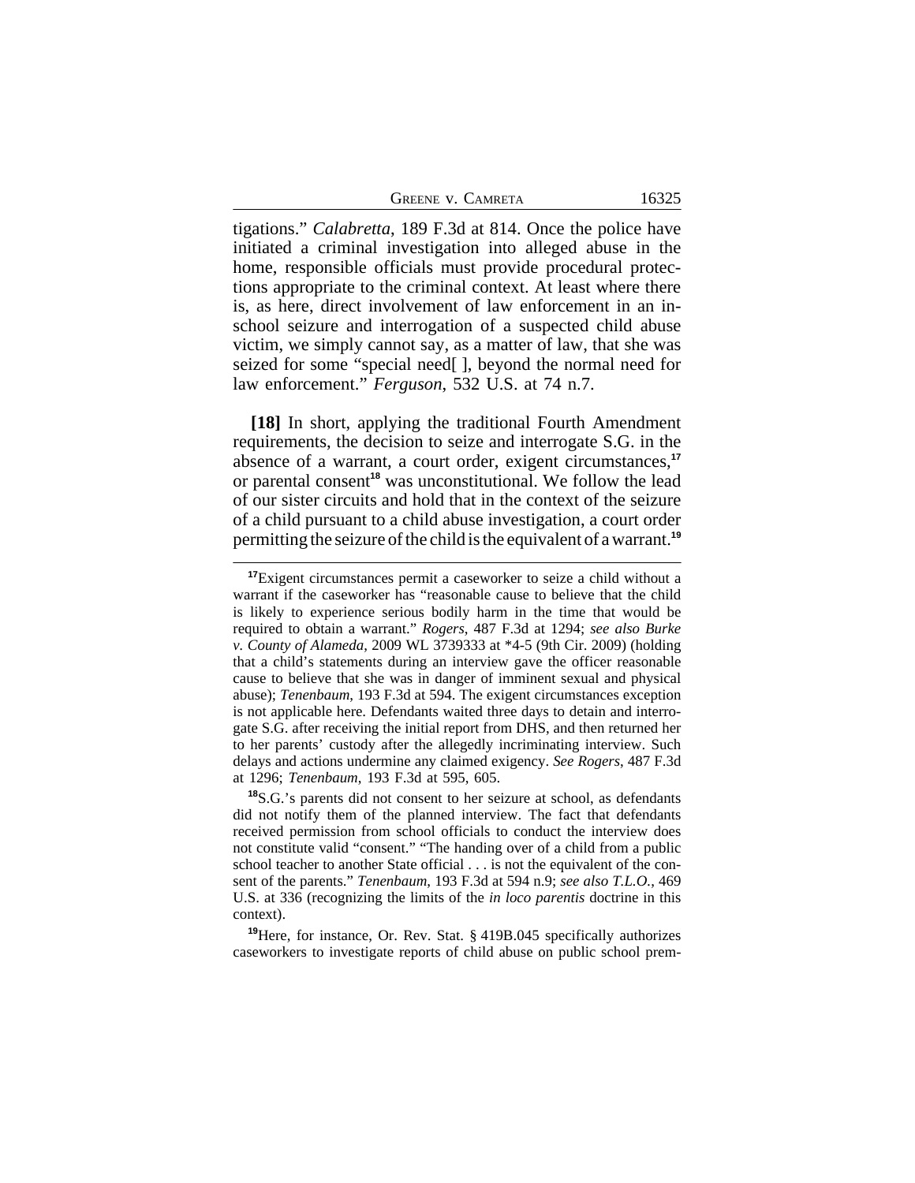tigations." *Calabretta*, 189 F.3d at 814. Once the police have initiated a criminal investigation into alleged abuse in the home, responsible officials must provide procedural protections appropriate to the criminal context. At least where there is, as here, direct involvement of law enforcement in an in-school seizure and interrogation of a suspected child abuse victim, we simply cannot say, as a matter of law, that she was seized for some "special need[ ], beyond the normal need for law enforcement." *Ferguson*, 532 U.S. at 74 n.7.

**[18]** In short, applying the traditional Fourth Amendment requirements, the decision to seize and interrogate S.G. in the absence of a warrant, a court order, exigent circumstances,[17] or parental consent[18] was unconstitutional. We follow the lead of our sister circuits and hold that in the context of the seizure of a child pursuant to a child abuse investigation, a court order permitting the seizure of the child is the equivalent of a warrant.[19]

---

[17]Exigent circumstances permit a caseworker to seize a child without a warrant if the caseworker has "reasonable cause to believe that the child is likely to experience serious bodily harm in the time that would be required to obtain a warrant." *Rogers*, 487 F.3d at 1294; *see also Burke v. County of Alameda*, 2009 WL 3739333 at *4-5 (9th Cir. 2009) (holding that a child's statements during an interview gave the officer reasonable cause to believe that she was in danger of imminent sexual and physical abuse); *Tenenbaum*, 193 F.3d at 594. The exigent circumstances exception is not applicable here. Defendants waited three days to detain and interrogate S.G. after receiving the initial report from DHS, and then returned her to her parents' custody after the allegedly incriminating interview. Such delays and actions undermine any claimed exigency. *See Rogers*, 487 F.3d at 1296; *Tenenbaum*, 193 F.3d at 595, 605.

[18]S.G.'s parents did not consent to her seizure at school, as defendants did not notify them of the planned interview. The fact that defendants received permission from school officials to conduct the interview does not constitute valid "consent." "The handing over of a child from a public school teacher to another State official . . . is not the equivalent of the consent of the parents." *Tenenbaum*, 193 F.3d at 594 n.9; *see also T.L.O.*, 469 U.S. at 336 (recognizing the limits of the *in loco parentis* doctrine in this context).

[19]Here, for instance, Or. Rev. Stat. § 419B.045 specifically authorizes caseworkers to investigate reports of child abuse on public school prem-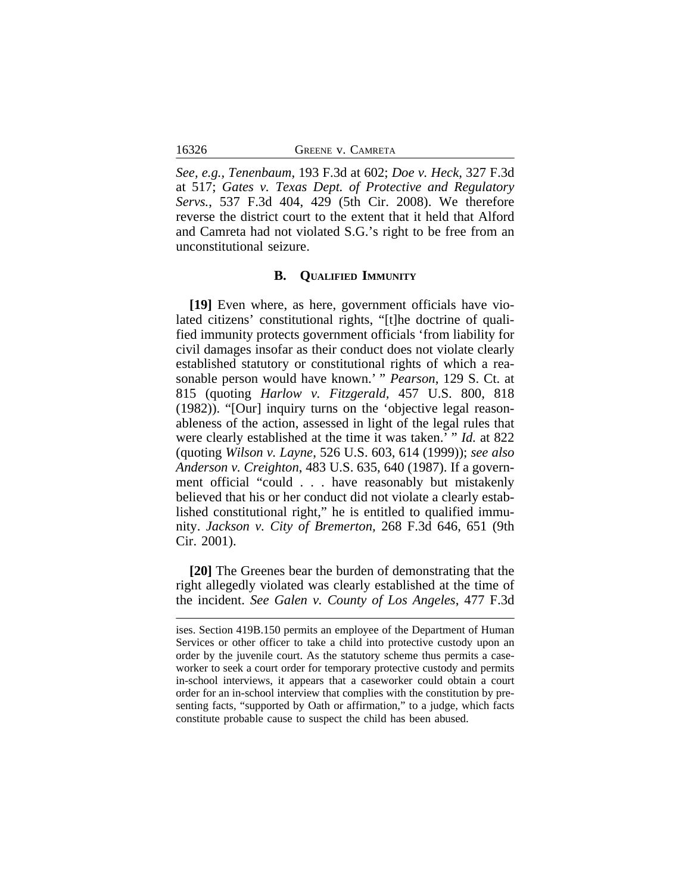*See, e.g.*, *Tenenbaum*, 193 F.3d at 602; *Doe v. Heck*, 327 F.3d at 517; *Gates v. Texas Dept. of Protective and Regulatory Servs.*, 537 F.3d 404, 429 (5th Cir. 2008). We therefore reverse the district court to the extent that it held that Alford and Camreta had not violated S.G.'s right to be free from an unconstitutional seizure.

### B. Qualified Immunity

**[19]** Even where, as here, government officials have violated citizens' constitutional rights, "[t]he doctrine of qualified immunity protects government officials 'from liability for civil damages insofar as their conduct does not violate clearly established statutory or constitutional rights of which a reasonable person would have known.' " *Pearson*, 129 S. Ct. at 815 (quoting *Harlow v. Fitzgerald*, 457 U.S. 800, 818 (1982)). "[Our] inquiry turns on the 'objective legal reasonableness of the action, assessed in light of the legal rules that were clearly established at the time it was taken.' " *Id.* at 822 (quoting *Wilson v. Layne*, 526 U.S. 603, 614 (1999)); *see also Anderson v. Creighton*, 483 U.S. 635, 640 (1987). If a government official "could . . . have reasonably but mistakenly believed that his or her conduct did not violate a clearly established constitutional right," he is entitled to qualified immunity. *Jackson v. City of Bremerton*, 268 F.3d 646, 651 (9th Cir. 2001).

**[20]** The Greenes bear the burden of demonstrating that the right allegedly violated was clearly established at the time of the incident. *See Galen v. County of Los Angeles*, 477 F.3d

---

ises. Section 419B.150 permits an employee of the Department of Human Services or other officer to take a child into protective custody upon an order by the juvenile court. As the statutory scheme thus permits a caseworker to seek a court order for temporary protective custody and permits in-school interviews, it appears that a caseworker could obtain a court order for an in-school interview that complies with the constitution by presenting facts, "supported by Oath or affirmation," to a judge, which facts constitute probable cause to suspect the child has been abused.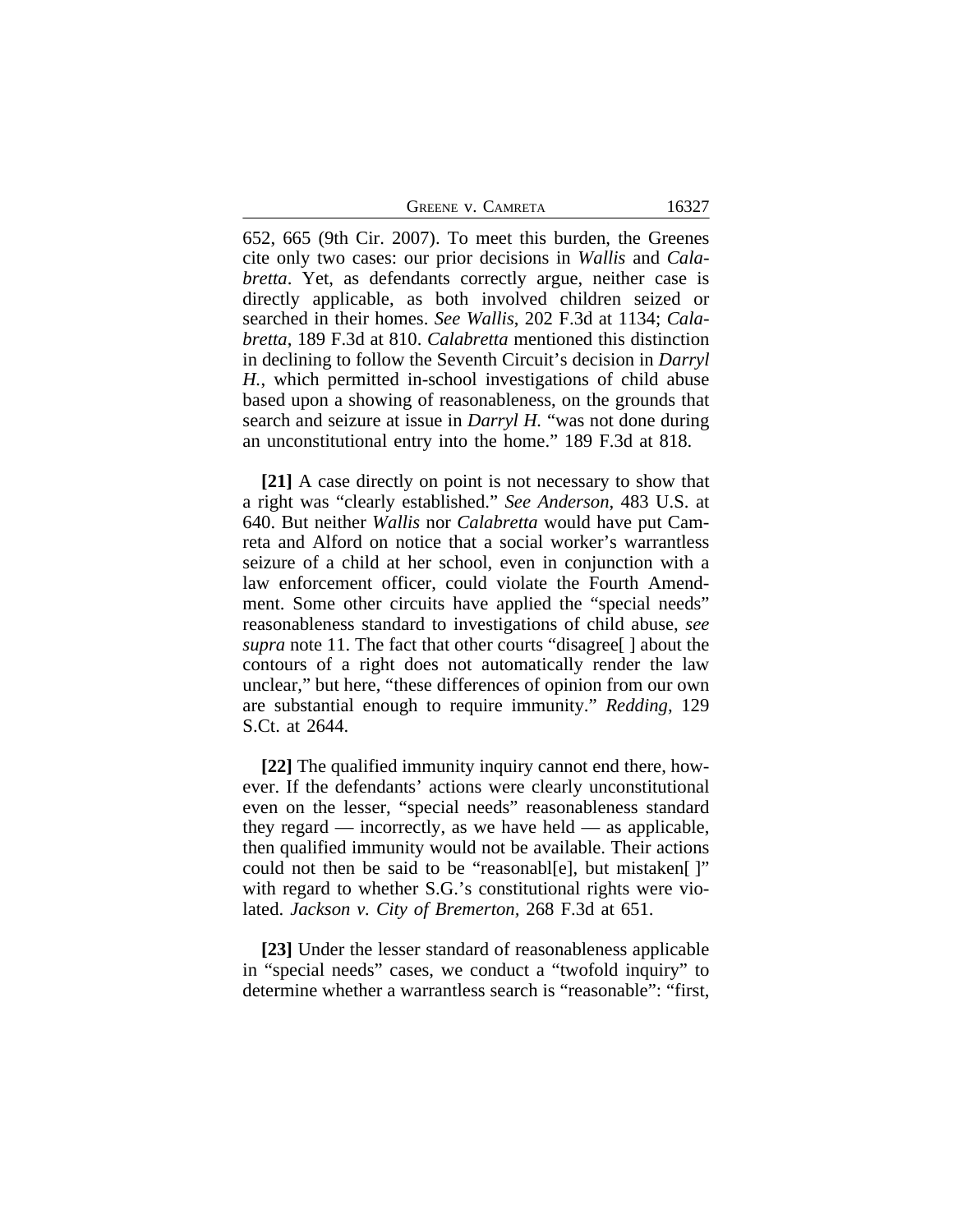652, 665 (9th Cir. 2007). To meet this burden, the Greenes cite only two cases: our prior decisions in *Wallis* and *Calabretta*. Yet, as defendants correctly argue, neither case is directly applicable, as both involved children seized or searched in their homes. *See Wallis*, 202 F.3d at 1134; *Calabretta*, 189 F.3d at 810. *Calabretta* mentioned this distinction in declining to follow the Seventh Circuit's decision in *Darryl H.*, which permitted in-school investigations of child abuse based upon a showing of reasonableness, on the grounds that search and seizure at issue in *Darryl H.* "was not done during an unconstitutional entry into the home." 189 F.3d at 818.

**[21]** A case directly on point is not necessary to show that a right was "clearly established." *See Anderson*, 483 U.S. at 640. But neither *Wallis* nor *Calabretta* would have put Camreta and Alford on notice that a social worker's warrantless seizure of a child at her school, even in conjunction with a law enforcement officer, could violate the Fourth Amendment. Some other circuits have applied the "special needs" reasonableness standard to investigations of child abuse, *see supra* note 11. The fact that other courts "disagree[ ] about the contours of a right does not automatically render the law unclear," but here, "these differences of opinion from our own are substantial enough to require immunity." *Redding*, 129 S.Ct. at 2644.

**[22]** The qualified immunity inquiry cannot end there, however. If the defendants' actions were clearly unconstitutional even on the lesser, "special needs" reasonableness standard they regard — incorrectly, as we have held — as applicable, then qualified immunity would not be available. Their actions could not then be said to be "reasonabl[e], but mistaken[ ]" with regard to whether S.G.'s constitutional rights were violated. *Jackson v. City of Bremerton*, 268 F.3d at 651.

**[23]** Under the lesser standard of reasonableness applicable in "special needs" cases, we conduct a "twofold inquiry" to determine whether a warrantless search is "reasonable": "first,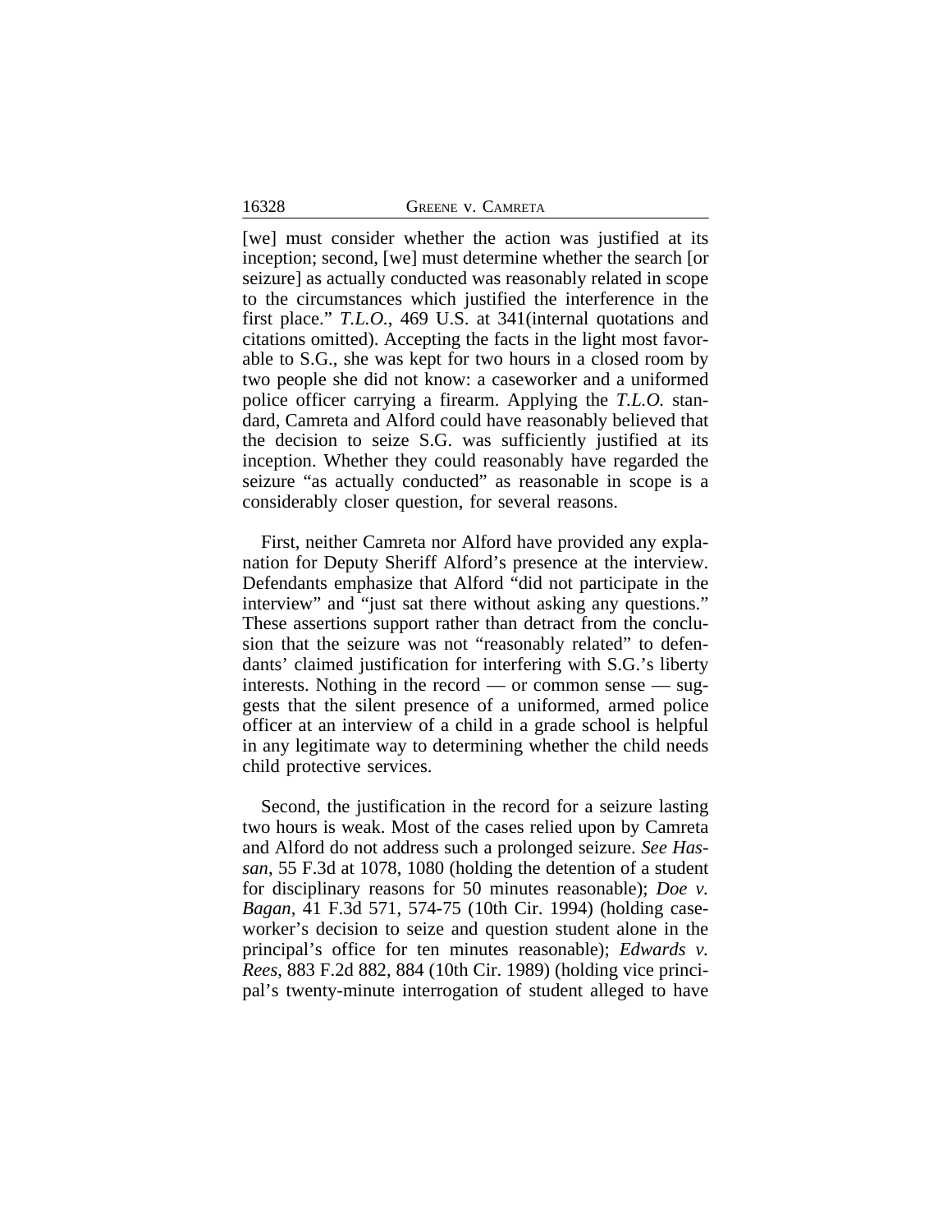[we] must consider whether the action was justified at its inception; second, [we] must determine whether the search [or seizure] as actually conducted was reasonably related in scope to the circumstances which justified the interference in the first place." *T.L.O.*, 469 U.S. at 341(internal quotations and citations omitted). Accepting the facts in the light most favorable to S.G., she was kept for two hours in a closed room by two people she did not know: a caseworker and a uniformed police officer carrying a firearm. Applying the *T.L.O.* standard, Camreta and Alford could have reasonably believed that the decision to seize S.G. was sufficiently justified at its inception. Whether they could reasonably have regarded the seizure "as actually conducted" as reasonable in scope is a considerably closer question, for several reasons.

First, neither Camreta nor Alford have provided any explanation for Deputy Sheriff Alford's presence at the interview. Defendants emphasize that Alford "did not participate in the interview" and "just sat there without asking any questions." These assertions support rather than detract from the conclusion that the seizure was not "reasonably related" to defendants' claimed justification for interfering with S.G.'s liberty interests. Nothing in the record — or common sense — suggests that the silent presence of a uniformed, armed police officer at an interview of a child in a grade school is helpful in any legitimate way to determining whether the child needs child protective services.

Second, the justification in the record for a seizure lasting two hours is weak. Most of the cases relied upon by Camreta and Alford do not address such a prolonged seizure. *See Hassan*, 55 F.3d at 1078, 1080 (holding the detention of a student for disciplinary reasons for 50 minutes reasonable); *Doe v. Bagan*, 41 F.3d 571, 574-75 (10th Cir. 1994) (holding caseworker's decision to seize and question student alone in the principal's office for ten minutes reasonable); *Edwards v. Rees*, 883 F.2d 882, 884 (10th Cir. 1989) (holding vice principal's twenty-minute interrogation of student alleged to have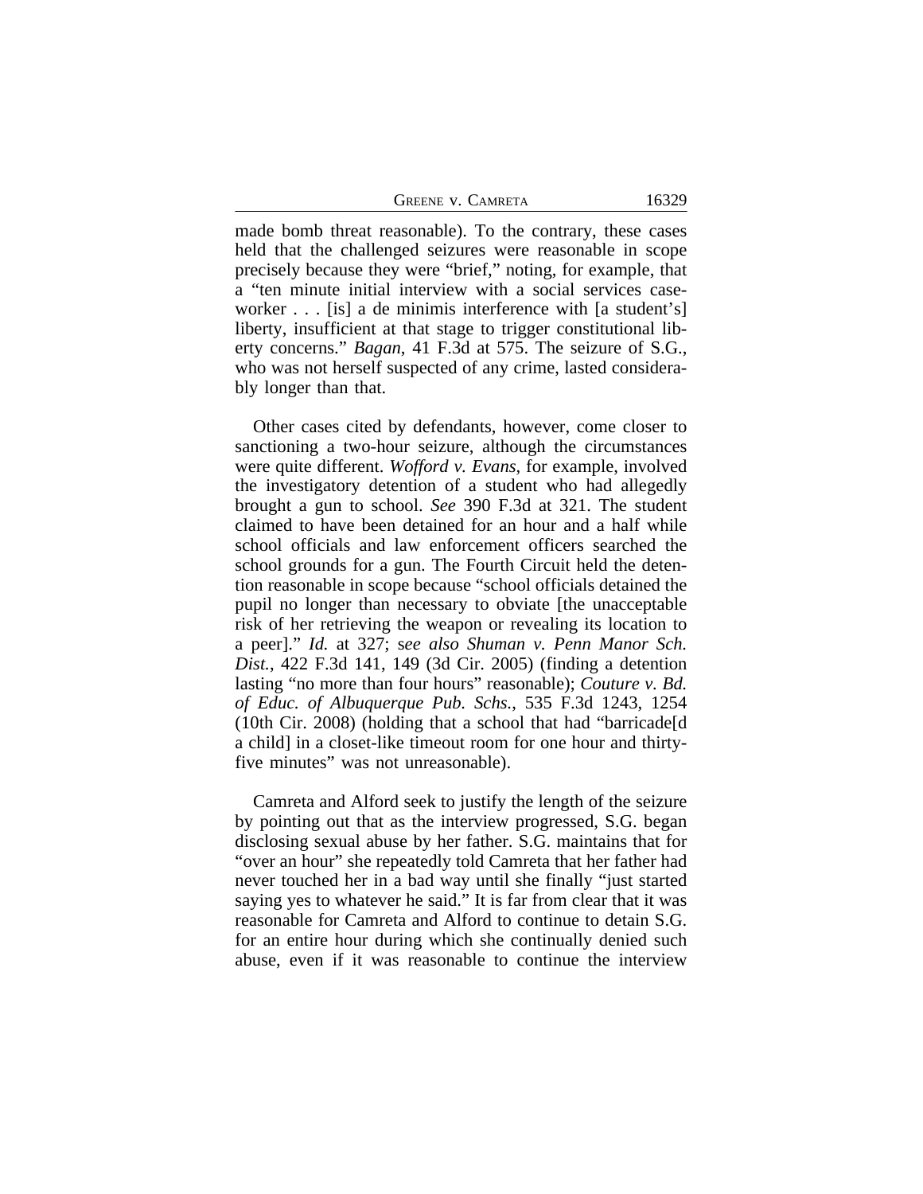made bomb threat reasonable). To the contrary, these cases held that the challenged seizures were reasonable in scope precisely because they were "brief," noting, for example, that a "ten minute initial interview with a social services caseworker . . . [is] a de minimis interference with [a student's] liberty, insufficient at that stage to trigger constitutional liberty concerns." *Bagan*, 41 F.3d at 575. The seizure of S.G., who was not herself suspected of any crime, lasted considerably longer than that.

Other cases cited by defendants, however, come closer to sanctioning a two-hour seizure, although the circumstances were quite different. *Wofford v. Evans*, for example, involved the investigatory detention of a student who had allegedly brought a gun to school. *See* 390 F.3d at 321. The student claimed to have been detained for an hour and a half while school officials and law enforcement officers searched the school grounds for a gun. The Fourth Circuit held the detention reasonable in scope because "school officials detained the pupil no longer than necessary to obviate [the unacceptable risk of her retrieving the weapon or revealing its location to a peer]." *Id.* at 327; s*ee also Shuman v. Penn Manor Sch. Dist.*, 422 F.3d 141, 149 (3d Cir. 2005) (finding a detention lasting "no more than four hours" reasonable); *Couture v. Bd. of Educ. of Albuquerque Pub. Schs.*, 535 F.3d 1243, 1254 (10th Cir. 2008) (holding that a school that had "barricade[d a child] in a closet-like timeout room for one hour and thirty-five minutes" was not unreasonable).

Camreta and Alford seek to justify the length of the seizure by pointing out that as the interview progressed, S.G. began disclosing sexual abuse by her father. S.G. maintains that for "over an hour" she repeatedly told Camreta that her father had never touched her in a bad way until she finally "just started saying yes to whatever he said." It is far from clear that it was reasonable for Camreta and Alford to continue to detain S.G. for an entire hour during which she continually denied such abuse, even if it was reasonable to continue the interview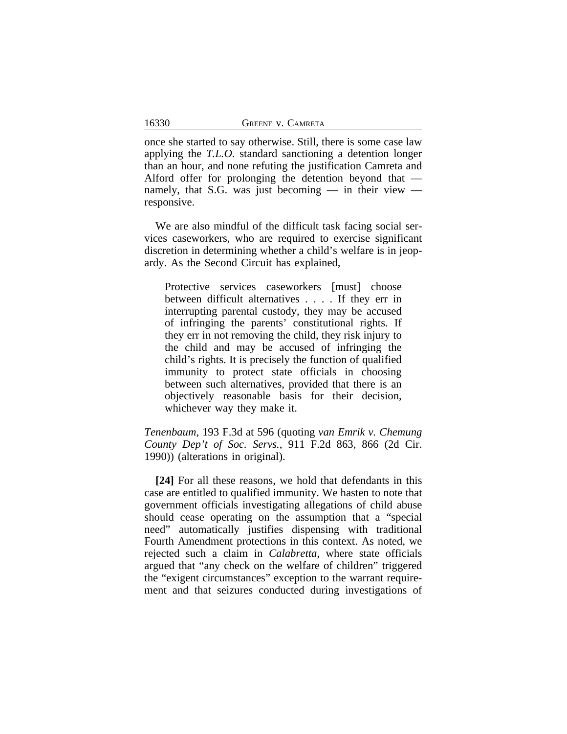once she started to say otherwise. Still, there is some case law applying the *T.L.O.* standard sanctioning a detention longer than an hour, and none refuting the justification Camreta and Alford offer for prolonging the detention beyond that — namely, that S.G. was just becoming — in their view — responsive.

We are also mindful of the difficult task facing social services caseworkers, who are required to exercise significant discretion in determining whether a child's welfare is in jeopardy. As the Second Circuit has explained,

> Protective services caseworkers [must] choose between difficult alternatives . . . . If they err in interrupting parental custody, they may be accused of infringing the parents' constitutional rights. If they err in not removing the child, they risk injury to the child and may be accused of infringing the child's rights. It is precisely the function of qualified immunity to protect state officials in choosing between such alternatives, provided that there is an objectively reasonable basis for their decision, whichever way they make it.

*Tenenbaum*, 193 F.3d at 596 (quoting *van Emrik v. Chemung County Dep't of Soc. Servs.*, 911 F.2d 863, 866 (2d Cir. 1990)) (alterations in original).

**[24]** For all these reasons, we hold that defendants in this case are entitled to qualified immunity. We hasten to note that government officials investigating allegations of child abuse should cease operating on the assumption that a "special need" automatically justifies dispensing with traditional Fourth Amendment protections in this context. As noted, we rejected such a claim in *Calabretta*, where state officials argued that "any check on the welfare of children" triggered the "exigent circumstances" exception to the warrant requirement and that seizures conducted during investigations of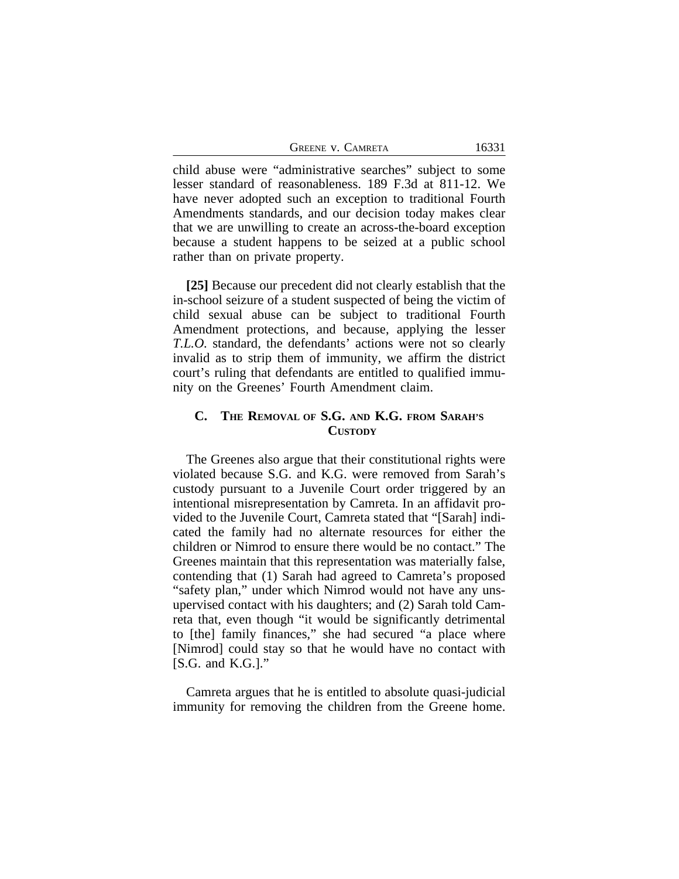child abuse were "administrative searches" subject to some lesser standard of reasonableness. 189 F.3d at 811-12. We have never adopted such an exception to traditional Fourth Amendments standards, and our decision today makes clear that we are unwilling to create an across-the-board exception because a student happens to be seized at a public school rather than on private property.

**[25]** Because our precedent did not clearly establish that the in-school seizure of a student suspected of being the victim of child sexual abuse can be subject to traditional Fourth Amendment protections, and because, applying the lesser *T.L.O.* standard, the defendants' actions were not so clearly invalid as to strip them of immunity, we affirm the district court's ruling that defendants are entitled to qualified immunity on the Greenes' Fourth Amendment claim.

### C. The Removal of S.G. and K.G. from Sarah's Custody

The Greenes also argue that their constitutional rights were violated because S.G. and K.G. were removed from Sarah's custody pursuant to a Juvenile Court order triggered by an intentional misrepresentation by Camreta. In an affidavit provided to the Juvenile Court, Camreta stated that "[Sarah] indicated the family had no alternate resources for either the children or Nimrod to ensure there would be no contact." The Greenes maintain that this representation was materially false, contending that (1) Sarah had agreed to Camreta's proposed "safety plan," under which Nimrod would not have any unsupervised contact with his daughters; and (2) Sarah told Camreta that, even though "it would be significantly detrimental to [the] family finances," she had secured "a place where [Nimrod] could stay so that he would have no contact with [S.G. and K.G.]."

Camreta argues that he is entitled to absolute quasi-judicial immunity for removing the children from the Greene home.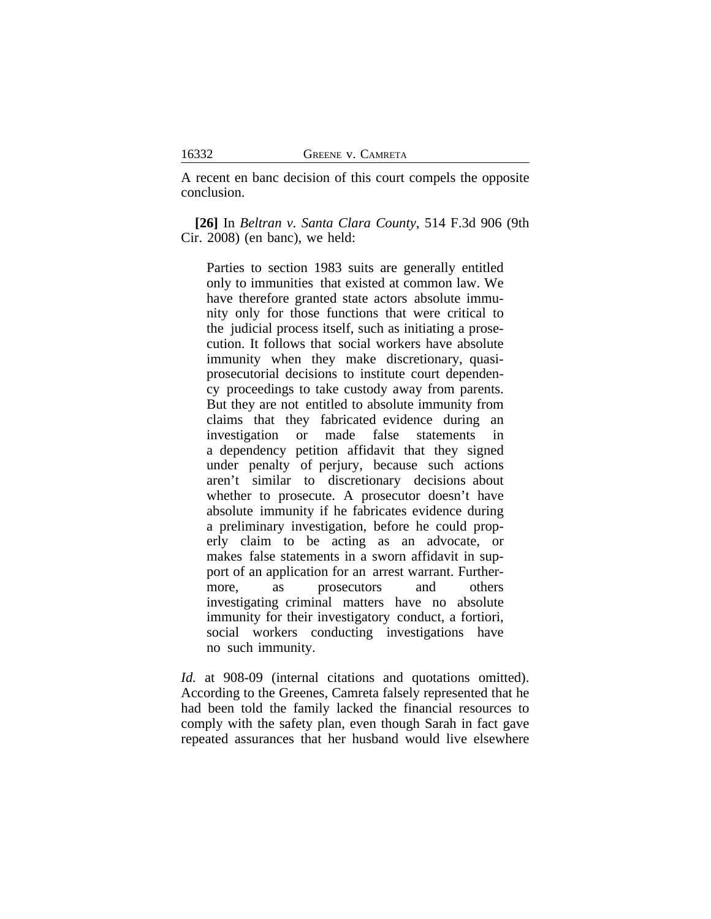A recent en banc decision of this court compels the opposite conclusion.

**[26]** In *Beltran v. Santa Clara County*, 514 F.3d 906 (9th Cir. 2008) (en banc), we held:

> Parties to section 1983 suits are generally entitled only to immunities that existed at common law. We have therefore granted state actors absolute immunity only for those functions that were critical to the judicial process itself, such as initiating a prosecution. It follows that social workers have absolute immunity when they make discretionary, quasi-prosecutorial decisions to institute court dependency proceedings to take custody away from parents. But they are not entitled to absolute immunity from claims that they fabricated evidence during an investigation or made false statements in a dependency petition affidavit that they signed under penalty of perjury, because such actions aren't similar to discretionary decisions about whether to prosecute. A prosecutor doesn't have absolute immunity if he fabricates evidence during a preliminary investigation, before he could properly claim to be acting as an advocate, or makes false statements in a sworn affidavit in support of an application for an arrest warrant. Furthermore, as prosecutors and others investigating criminal matters have no absolute immunity for their investigatory conduct, a fortiori, social workers conducting investigations have no such immunity.

*Id.* at 908-09 (internal citations and quotations omitted). According to the Greenes, Camreta falsely represented that he had been told the family lacked the financial resources to comply with the safety plan, even though Sarah in fact gave repeated assurances that her husband would live elsewhere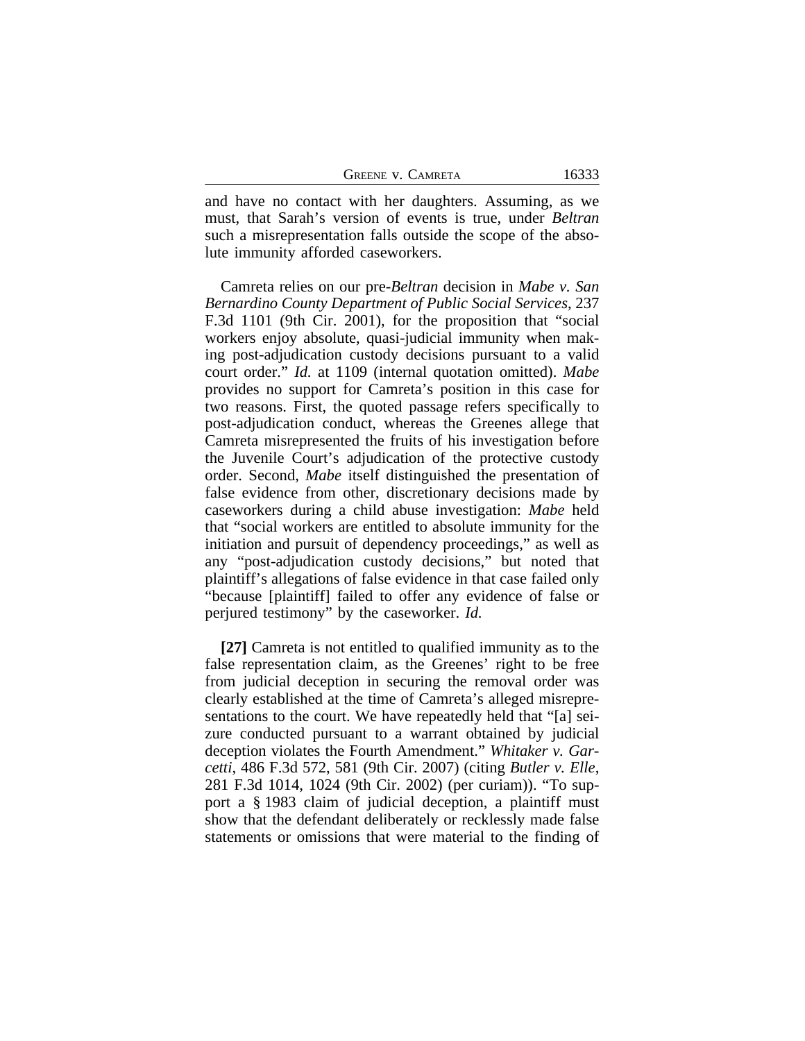and have no contact with her daughters. Assuming, as we must, that Sarah's version of events is true, under *Beltran* such a misrepresentation falls outside the scope of the absolute immunity afforded caseworkers.

Camreta relies on our pre-*Beltran* decision in *Mabe v. San Bernardino County Department of Public Social Services*, 237 F.3d 1101 (9th Cir. 2001), for the proposition that "social workers enjoy absolute, quasi-judicial immunity when making post-adjudication custody decisions pursuant to a valid court order." *Id.* at 1109 (internal quotation omitted). *Mabe* provides no support for Camreta's position in this case for two reasons. First, the quoted passage refers specifically to post-adjudication conduct, whereas the Greenes allege that Camreta misrepresented the fruits of his investigation before the Juvenile Court's adjudication of the protective custody order. Second, *Mabe* itself distinguished the presentation of false evidence from other, discretionary decisions made by caseworkers during a child abuse investigation: *Mabe* held that "social workers are entitled to absolute immunity for the initiation and pursuit of dependency proceedings," as well as any "post-adjudication custody decisions," but noted that plaintiff's allegations of false evidence in that case failed only "because [plaintiff] failed to offer any evidence of false or perjured testimony" by the caseworker. *Id.*

**[27]** Camreta is not entitled to qualified immunity as to the false representation claim, as the Greenes' right to be free from judicial deception in securing the removal order was clearly established at the time of Camreta's alleged misrepresentations to the court. We have repeatedly held that "[a] seizure conducted pursuant to a warrant obtained by judicial deception violates the Fourth Amendment." *Whitaker v. Garcetti*, 486 F.3d 572, 581 (9th Cir. 2007) (citing *Butler v. Elle*, 281 F.3d 1014, 1024 (9th Cir. 2002) (per curiam)). "To support a § 1983 claim of judicial deception, a plaintiff must show that the defendant deliberately or recklessly made false statements or omissions that were material to the finding of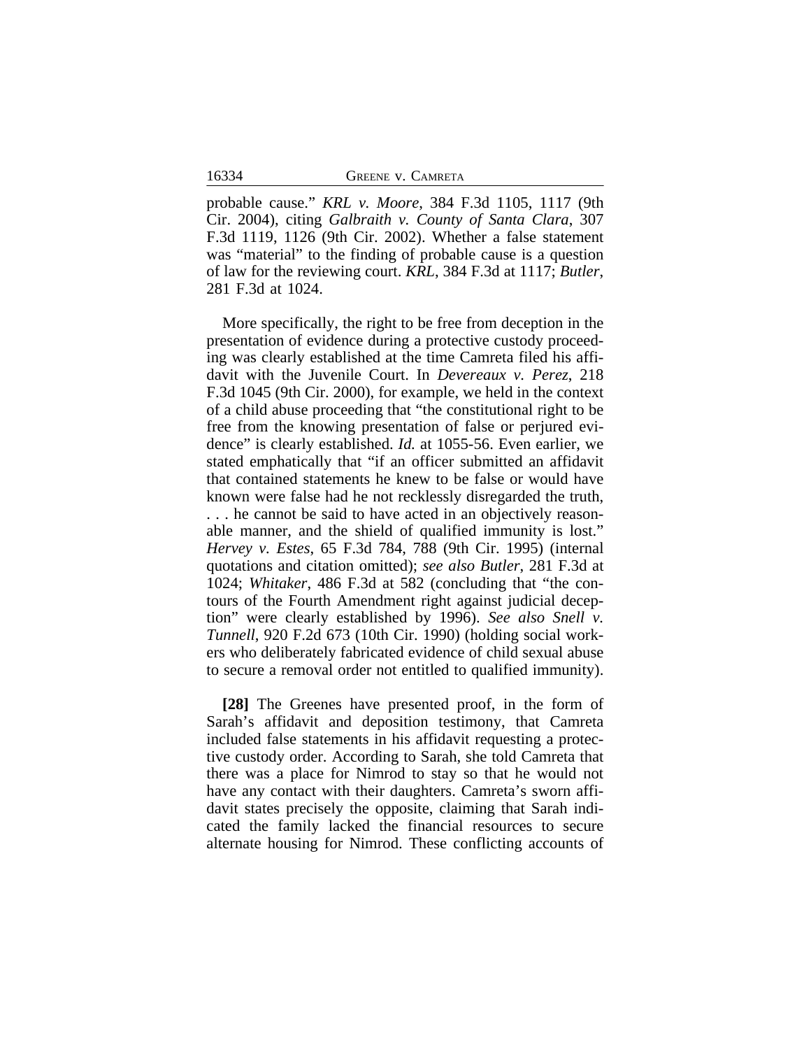probable cause." *KRL v. Moore*, 384 F.3d 1105, 1117 (9th Cir. 2004), citing *Galbraith v. County of Santa Clara*, 307 F.3d 1119, 1126 (9th Cir. 2002). Whether a false statement was "material" to the finding of probable cause is a question of law for the reviewing court. *KRL*, 384 F.3d at 1117; *Butler*, 281 F.3d at 1024.

More specifically, the right to be free from deception in the presentation of evidence during a protective custody proceeding was clearly established at the time Camreta filed his affidavit with the Juvenile Court. In *Devereaux v. Perez*, 218 F.3d 1045 (9th Cir. 2000), for example, we held in the context of a child abuse proceeding that "the constitutional right to be free from the knowing presentation of false or perjured evidence" is clearly established. *Id.* at 1055-56. Even earlier, we stated emphatically that "if an officer submitted an affidavit that contained statements he knew to be false or would have known were false had he not recklessly disregarded the truth, . . . he cannot be said to have acted in an objectively reasonable manner, and the shield of qualified immunity is lost." *Hervey v. Estes*, 65 F.3d 784, 788 (9th Cir. 1995) (internal quotations and citation omitted); *see also Butler*, 281 F.3d at 1024; *Whitaker*, 486 F.3d at 582 (concluding that "the contours of the Fourth Amendment right against judicial deception" were clearly established by 1996). *See also Snell v. Tunnell*, 920 F.2d 673 (10th Cir. 1990) (holding social workers who deliberately fabricated evidence of child sexual abuse to secure a removal order not entitled to qualified immunity).

**[28]** The Greenes have presented proof, in the form of Sarah's affidavit and deposition testimony, that Camreta included false statements in his affidavit requesting a protective custody order. According to Sarah, she told Camreta that there was a place for Nimrod to stay so that he would not have any contact with their daughters. Camreta's sworn affidavit states precisely the opposite, claiming that Sarah indicated the family lacked the financial resources to secure alternate housing for Nimrod. These conflicting accounts of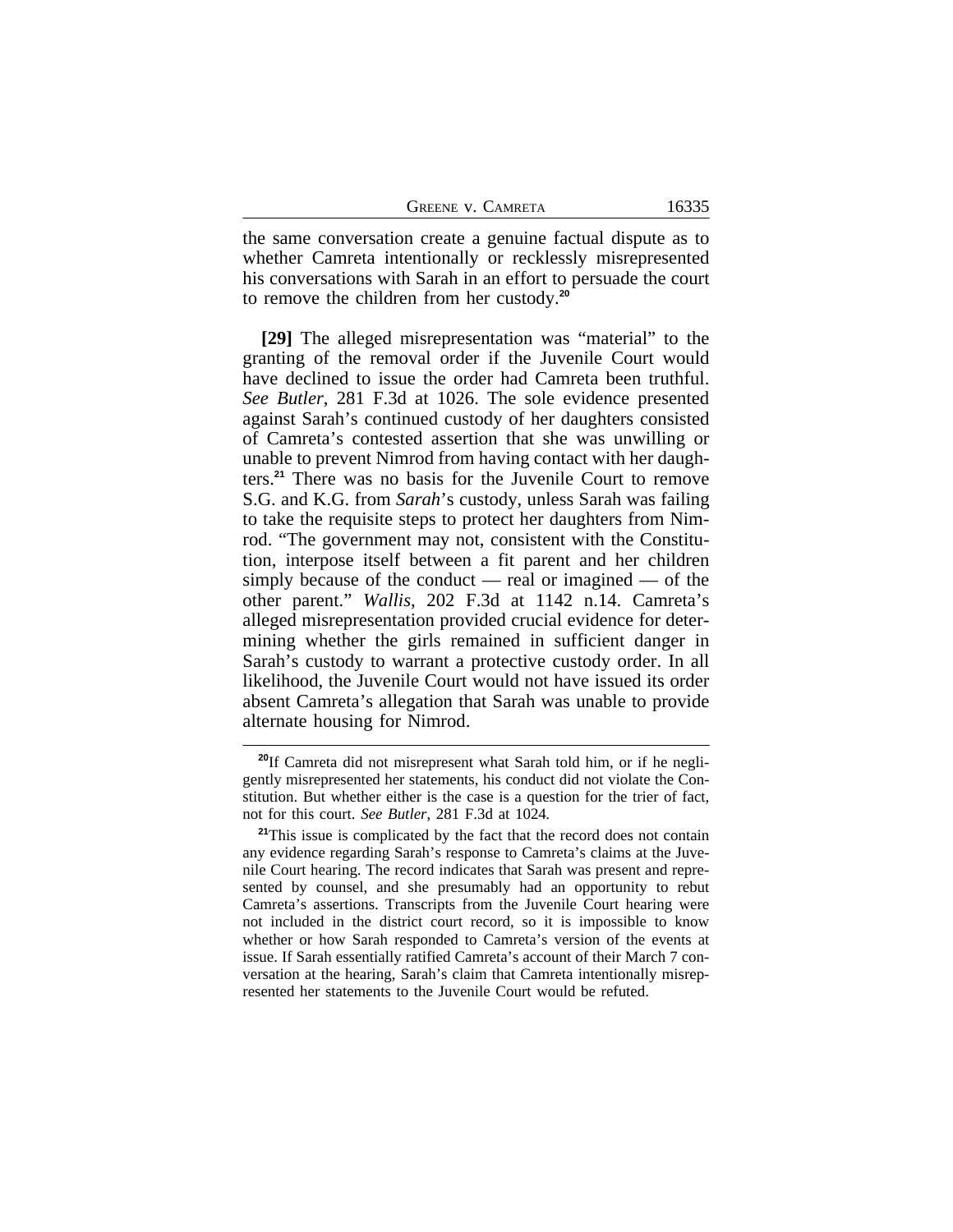the same conversation create a genuine factual dispute as to whether Camreta intentionally or recklessly misrepresented his conversations with Sarah in an effort to persuade the court to remove the children from her custody.[20]

**[29]** The alleged misrepresentation was "material" to the granting of the removal order if the Juvenile Court would have declined to issue the order had Camreta been truthful. *See Butler*, 281 F.3d at 1026. The sole evidence presented against Sarah's continued custody of her daughters consisted of Camreta's contested assertion that she was unwilling or unable to prevent Nimrod from having contact with her daughters.[21] There was no basis for the Juvenile Court to remove S.G. and K.G. from *Sarah*'s custody, unless Sarah was failing to take the requisite steps to protect her daughters from Nimrod. "The government may not, consistent with the Constitution, interpose itself between a fit parent and her children simply because of the conduct — real or imagined — of the other parent." *Wallis*, 202 F.3d at 1142 n.14. Camreta's alleged misrepresentation provided crucial evidence for determining whether the girls remained in sufficient danger in Sarah's custody to warrant a protective custody order. In all likelihood, the Juvenile Court would not have issued its order absent Camreta's allegation that Sarah was unable to provide alternate housing for Nimrod.

[20] If Camreta did not misrepresent what Sarah told him, or if he negligently misrepresented her statements, his conduct did not violate the Constitution. But whether either is the case is a question for the trier of fact, not for this court. *See Butler*, 281 F.3d at 1024.

[21] This issue is complicated by the fact that the record does not contain any evidence regarding Sarah's response to Camreta's claims at the Juvenile Court hearing. The record indicates that Sarah was present and represented by counsel, and she presumably had an opportunity to rebut Camreta's assertions. Transcripts from the Juvenile Court hearing were not included in the district court record, so it is impossible to know whether or how Sarah responded to Camreta's version of the events at issue. If Sarah essentially ratified Camreta's account of their March 7 conversation at the hearing, Sarah's claim that Camreta intentionally misrepresented her statements to the Juvenile Court would be refuted.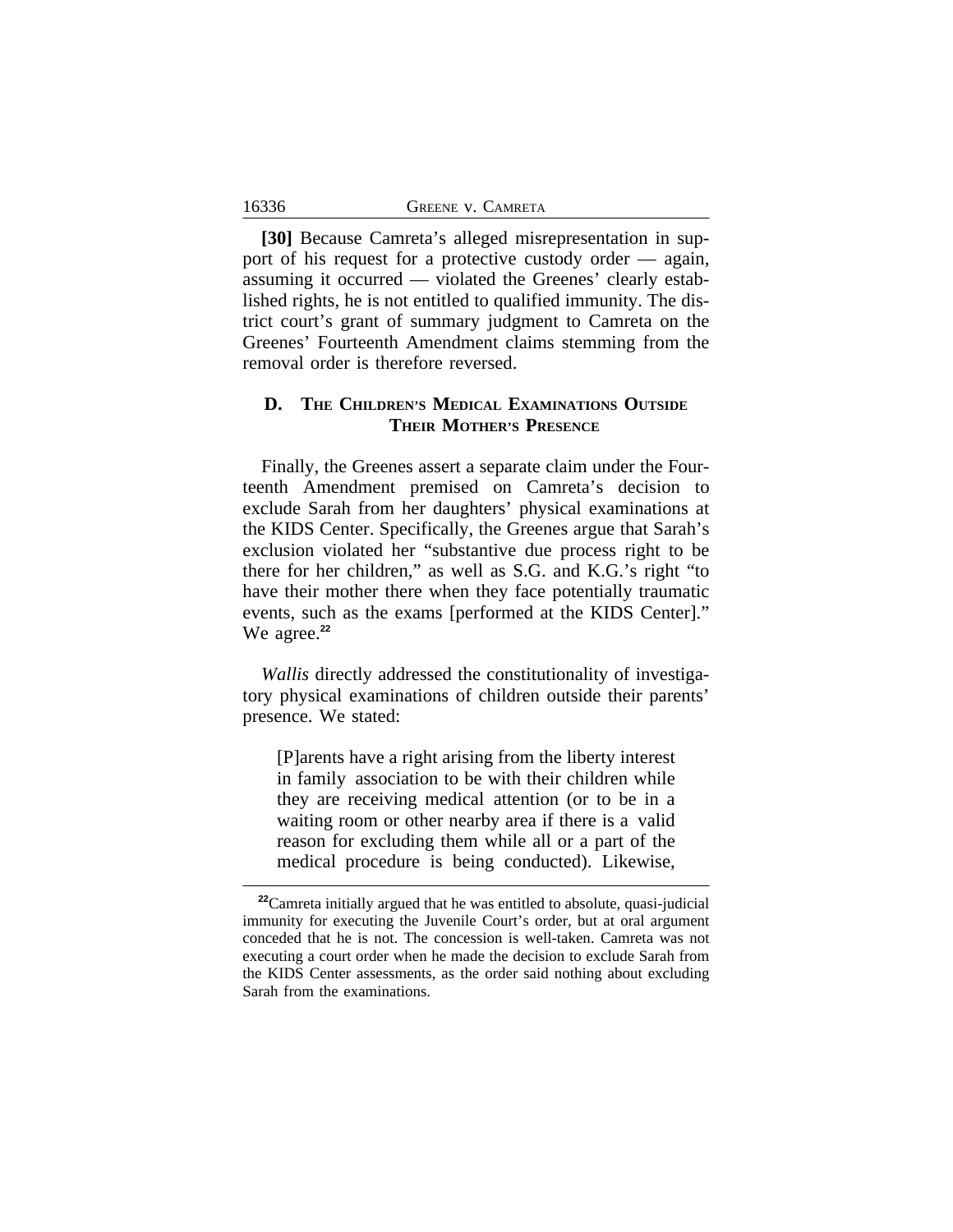**[30]** Because Camreta's alleged misrepresentation in support of his request for a protective custody order — again, assuming it occurred — violated the Greenes' clearly established rights, he is not entitled to qualified immunity. The district court's grant of summary judgment to Camreta on the Greenes' Fourteenth Amendment claims stemming from the removal order is therefore reversed.

### D. The Children's Medical Examinations Outside Their Mother's Presence

Finally, the Greenes assert a separate claim under the Fourteenth Amendment premised on Camreta's decision to exclude Sarah from her daughters' physical examinations at the KIDS Center. Specifically, the Greenes argue that Sarah's exclusion violated her "substantive due process right to be there for her children," as well as S.G. and K.G.'s right "to have their mother there when they face potentially traumatic events, such as the exams [performed at the KIDS Center]." We agree.[22]

*Wallis* directly addressed the constitutionality of investigatory physical examinations of children outside their parents' presence. We stated:

> [P]arents have a right arising from the liberty interest in family association to be with their children while they are receiving medical attention (or to be in a waiting room or other nearby area if there is a valid reason for excluding them while all or a part of the medical procedure is being conducted). Likewise,

[22] Camreta initially argued that he was entitled to absolute, quasi-judicial immunity for executing the Juvenile Court's order, but at oral argument conceded that he is not. The concession is well-taken. Camreta was not executing a court order when he made the decision to exclude Sarah from the KIDS Center assessments, as the order said nothing about excluding Sarah from the examinations.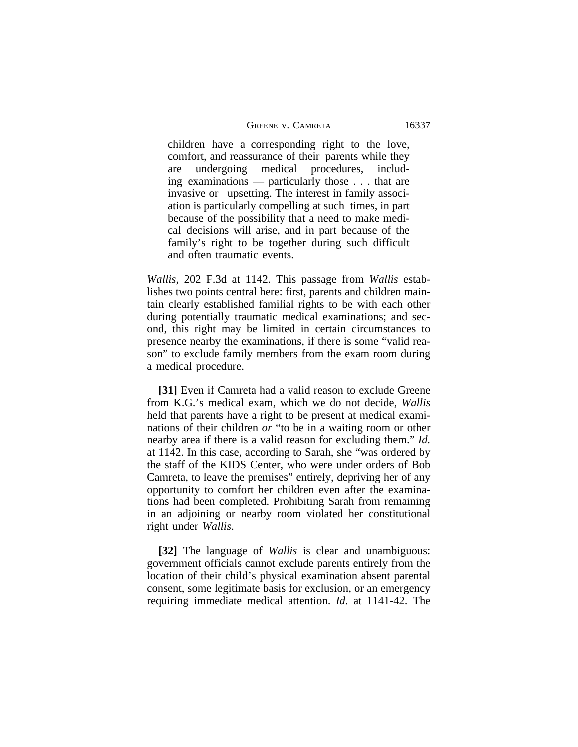> children have a corresponding right to the love, comfort, and reassurance of their parents while they are undergoing medical procedures, including examinations — particularly those . . . that are invasive or upsetting. The interest in family association is particularly compelling at such times, in part because of the possibility that a need to make medical decisions will arise, and in part because of the family's right to be together during such difficult and often traumatic events.

*Wallis*, 202 F.3d at 1142. This passage from *Wallis* establishes two points central here: first, parents and children maintain clearly established familial rights to be with each other during potentially traumatic medical examinations; and second, this right may be limited in certain circumstances to presence nearby the examinations, if there is some "valid reason" to exclude family members from the exam room during a medical procedure.

**[31]** Even if Camreta had a valid reason to exclude Greene from K.G.'s medical exam, which we do not decide, *Wallis* held that parents have a right to be present at medical examinations of their children *or* "to be in a waiting room or other nearby area if there is a valid reason for excluding them." *Id.* at 1142. In this case, according to Sarah, she "was ordered by the staff of the KIDS Center, who were under orders of Bob Camreta, to leave the premises" entirely, depriving her of any opportunity to comfort her children even after the examinations had been completed. Prohibiting Sarah from remaining in an adjoining or nearby room violated her constitutional right under *Wallis*.

**[32]** The language of *Wallis* is clear and unambiguous: government officials cannot exclude parents entirely from the location of their child's physical examination absent parental consent, some legitimate basis for exclusion, or an emergency requiring immediate medical attention. *Id.* at 1141-42. The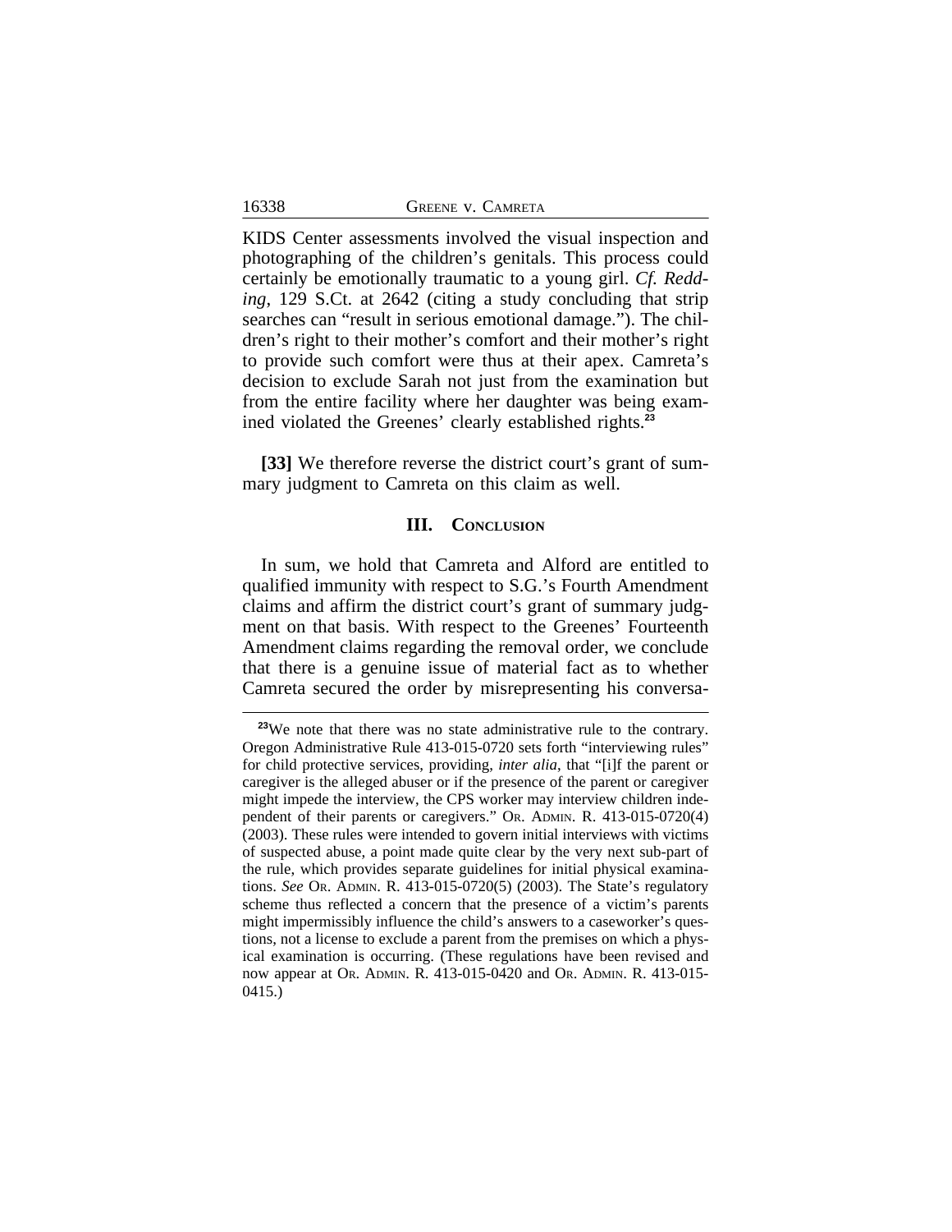KIDS Center assessments involved the visual inspection and photographing of the children's genitals. This process could certainly be emotionally traumatic to a young girl. *Cf. Redding*, 129 S.Ct. at 2642 (citing a study concluding that strip searches can "result in serious emotional damage."). The children's right to their mother's comfort and their mother's right to provide such comfort were thus at their apex. Camreta's decision to exclude Sarah not just from the examination but from the entire facility where her daughter was being examined violated the Greenes' clearly established rights.[23]

**[33]** We therefore reverse the district court's grant of summary judgment to Camreta on this claim as well.

## III. Conclusion

In sum, we hold that Camreta and Alford are entitled to qualified immunity with respect to S.G.'s Fourth Amendment claims and affirm the district court's grant of summary judgment on that basis. With respect to the Greenes' Fourteenth Amendment claims regarding the removal order, we conclude that there is a genuine issue of material fact as to whether Camreta secured the order by misrepresenting his conversa-

---

[23] We note that there was no state administrative rule to the contrary. Oregon Administrative Rule 413-015-0720 sets forth "interviewing rules" for child protective services, providing, *inter alia*, that "[i]f the parent or caregiver is the alleged abuser or if the presence of the parent or caregiver might impede the interview, the CPS worker may interview children independent of their parents or caregivers." Or. Admin. R. 413-015-0720(4) (2003). These rules were intended to govern initial interviews with victims of suspected abuse, a point made quite clear by the very next sub-part of the rule, which provides separate guidelines for initial physical examinations. *See* Or. Admin. R. 413-015-0720(5) (2003). The State's regulatory scheme thus reflected a concern that the presence of a victim's parents might impermissibly influence the child's answers to a caseworker's questions, not a license to exclude a parent from the premises on which a physical examination is occurring. (These regulations have been revised and now appear at Or. Admin. R. 413-015-0420 and Or. Admin. R. 413-015-0415.)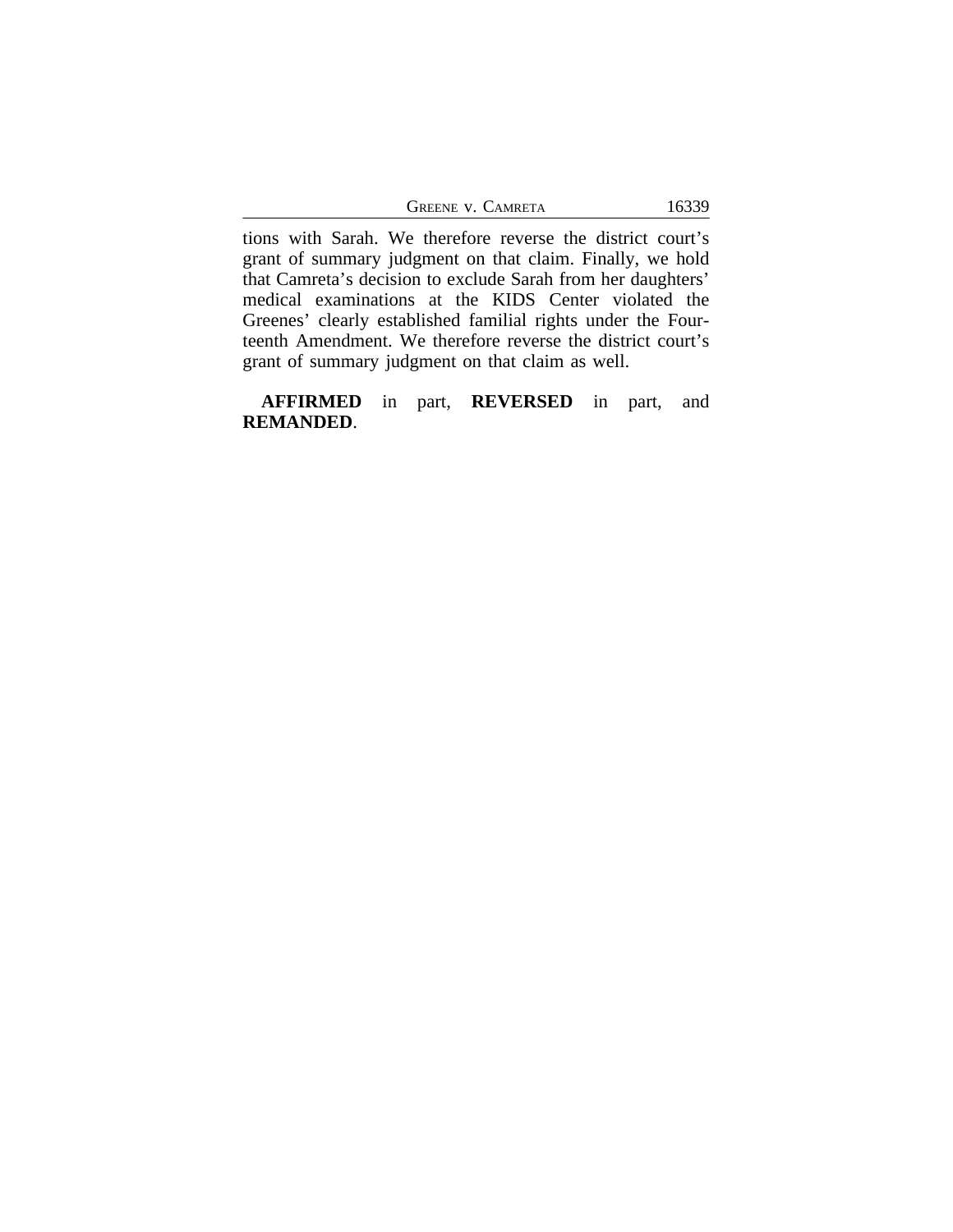tions with Sarah. We therefore reverse the district court's grant of summary judgment on that claim. Finally, we hold that Camreta's decision to exclude Sarah from her daughters' medical examinations at the KIDS Center violated the Greenes' clearly established familial rights under the Fourteenth Amendment. We therefore reverse the district court's grant of summary judgment on that claim as well.

**AFFIRMED** in part, **REVERSED** in part, and **REMANDED**.